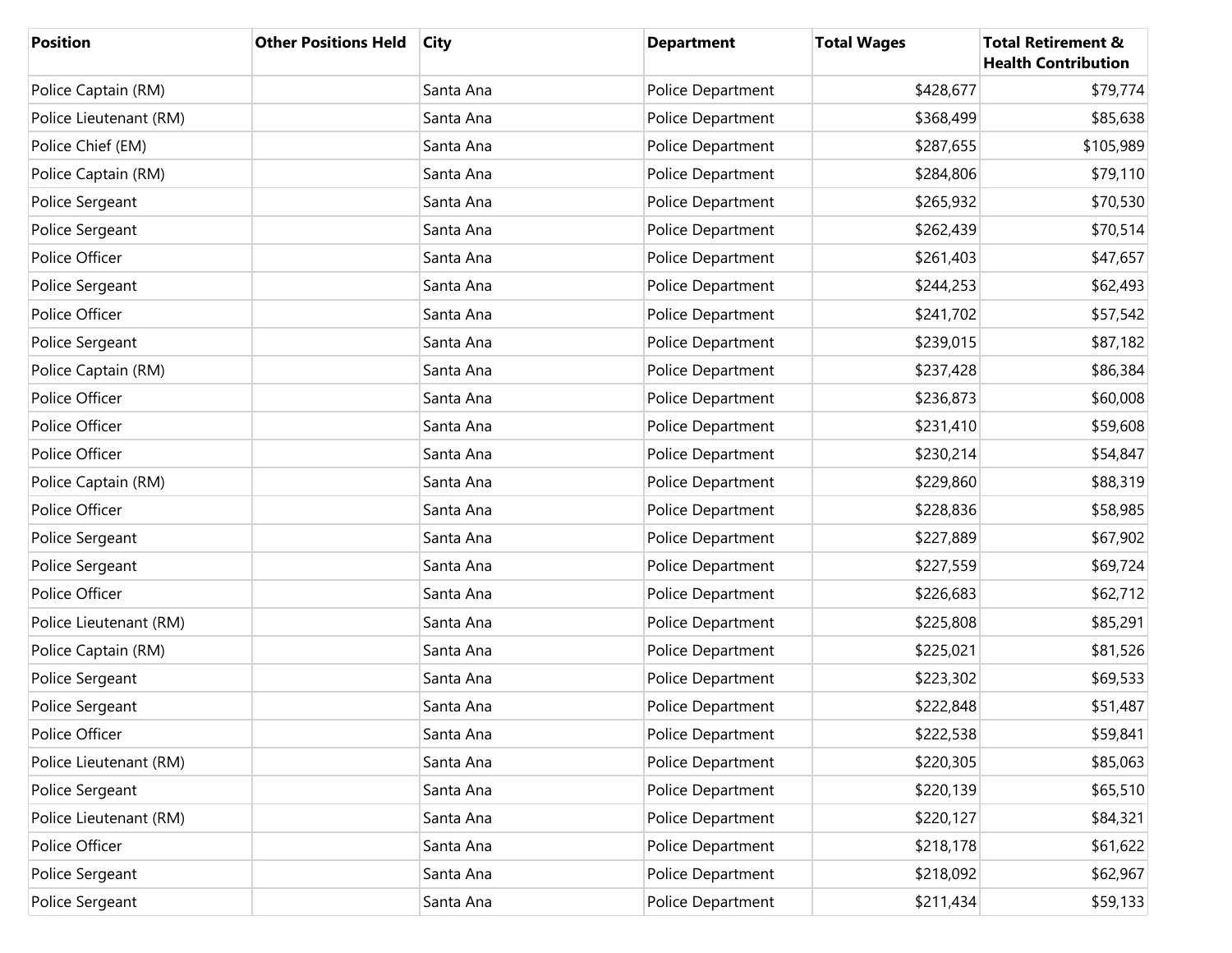| Position | Other Positions Held | City | Department | Total Wages | Total Retirement & Health Contribution |
|---|---|---|---|---|---|
| Police Captain (RM) | | Santa Ana | Police Department | $428,677 | $79,774 |
| Police Lieutenant (RM) | | Santa Ana | Police Department | $368,499 | $85,638 |
| Police Chief (EM) | | Santa Ana | Police Department | $287,655 | $105,989 |
| Police Captain (RM) | | Santa Ana | Police Department | $284,806 | $79,110 |
| Police Sergeant | | Santa Ana | Police Department | $265,932 | $70,530 |
| Police Sergeant | | Santa Ana | Police Department | $262,439 | $70,514 |
| Police Officer | | Santa Ana | Police Department | $261,403 | $47,657 |
| Police Sergeant | | Santa Ana | Police Department | $244,253 | $62,493 |
| Police Officer | | Santa Ana | Police Department | $241,702 | $57,542 |
| Police Sergeant | | Santa Ana | Police Department | $239,015 | $87,182 |
| Police Captain (RM) | | Santa Ana | Police Department | $237,428 | $86,384 |
| Police Officer | | Santa Ana | Police Department | $236,873 | $60,008 |
| Police Officer | | Santa Ana | Police Department | $231,410 | $59,608 |
| Police Officer | | Santa Ana | Police Department | $230,214 | $54,847 |
| Police Captain (RM) | | Santa Ana | Police Department | $229,860 | $88,319 |
| Police Officer | | Santa Ana | Police Department | $228,836 | $58,985 |
| Police Sergeant | | Santa Ana | Police Department | $227,889 | $67,902 |
| Police Sergeant | | Santa Ana | Police Department | $227,559 | $69,724 |
| Police Officer | | Santa Ana | Police Department | $226,683 | $62,712 |
| Police Lieutenant (RM) | | Santa Ana | Police Department | $225,808 | $85,291 |
| Police Captain (RM) | | Santa Ana | Police Department | $225,021 | $81,526 |
| Police Sergeant | | Santa Ana | Police Department | $223,302 | $69,533 |
| Police Sergeant | | Santa Ana | Police Department | $222,848 | $51,487 |
| Police Officer | | Santa Ana | Police Department | $222,538 | $59,841 |
| Police Lieutenant (RM) | | Santa Ana | Police Department | $220,305 | $85,063 |
| Police Sergeant | | Santa Ana | Police Department | $220,139 | $65,510 |
| Police Lieutenant (RM) | | Santa Ana | Police Department | $220,127 | $84,321 |
| Police Officer | | Santa Ana | Police Department | $218,178 | $61,622 |
| Police Sergeant | | Santa Ana | Police Department | $218,092 | $62,967 |
| Police Sergeant | | Santa Ana | Police Department | $211,434 | $59,133 |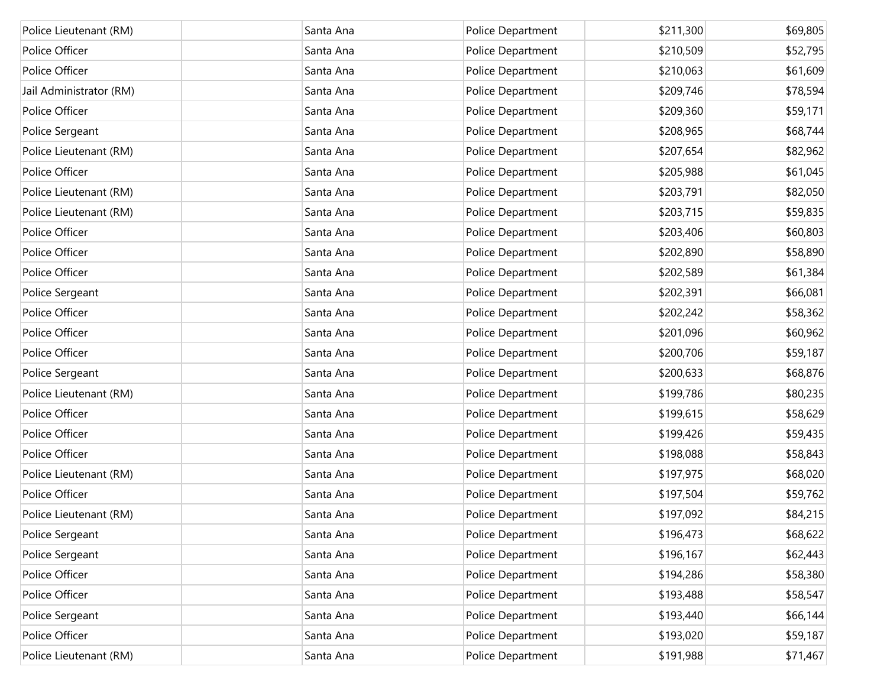| | | | | | |
|---|---|---|---|---|---|
| Police Lieutenant (RM) | | Santa Ana | Police Department | $211,300 | $69,805 |
| Police Officer | | Santa Ana | Police Department | $210,509 | $52,795 |
| Police Officer | | Santa Ana | Police Department | $210,063 | $61,609 |
| Jail Administrator (RM) | | Santa Ana | Police Department | $209,746 | $78,594 |
| Police Officer | | Santa Ana | Police Department | $209,360 | $59,171 |
| Police Sergeant | | Santa Ana | Police Department | $208,965 | $68,744 |
| Police Lieutenant (RM) | | Santa Ana | Police Department | $207,654 | $82,962 |
| Police Officer | | Santa Ana | Police Department | $205,988 | $61,045 |
| Police Lieutenant (RM) | | Santa Ana | Police Department | $203,791 | $82,050 |
| Police Lieutenant (RM) | | Santa Ana | Police Department | $203,715 | $59,835 |
| Police Officer | | Santa Ana | Police Department | $203,406 | $60,803 |
| Police Officer | | Santa Ana | Police Department | $202,890 | $58,890 |
| Police Officer | | Santa Ana | Police Department | $202,589 | $61,384 |
| Police Sergeant | | Santa Ana | Police Department | $202,391 | $66,081 |
| Police Officer | | Santa Ana | Police Department | $202,242 | $58,362 |
| Police Officer | | Santa Ana | Police Department | $201,096 | $60,962 |
| Police Officer | | Santa Ana | Police Department | $200,706 | $59,187 |
| Police Sergeant | | Santa Ana | Police Department | $200,633 | $68,876 |
| Police Lieutenant (RM) | | Santa Ana | Police Department | $199,786 | $80,235 |
| Police Officer | | Santa Ana | Police Department | $199,615 | $58,629 |
| Police Officer | | Santa Ana | Police Department | $199,426 | $59,435 |
| Police Officer | | Santa Ana | Police Department | $198,088 | $58,843 |
| Police Lieutenant (RM) | | Santa Ana | Police Department | $197,975 | $68,020 |
| Police Officer | | Santa Ana | Police Department | $197,504 | $59,762 |
| Police Lieutenant (RM) | | Santa Ana | Police Department | $197,092 | $84,215 |
| Police Sergeant | | Santa Ana | Police Department | $196,473 | $68,622 |
| Police Sergeant | | Santa Ana | Police Department | $196,167 | $62,443 |
| Police Officer | | Santa Ana | Police Department | $194,286 | $58,380 |
| Police Officer | | Santa Ana | Police Department | $193,488 | $58,547 |
| Police Sergeant | | Santa Ana | Police Department | $193,440 | $66,144 |
| Police Officer | | Santa Ana | Police Department | $193,020 | $59,187 |
| Police Lieutenant (RM) | | Santa Ana | Police Department | $191,988 | $71,467 |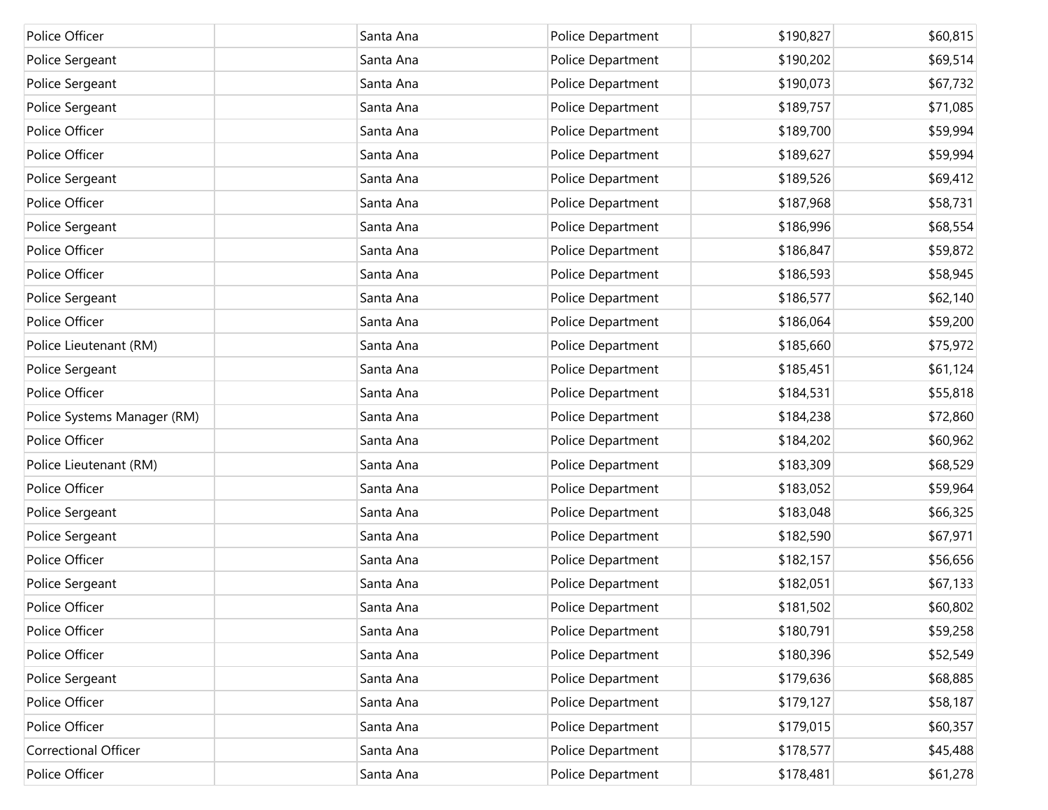| | | | | | |
|---|---|---|---|---|---|
| Police Officer | | Santa Ana | Police Department | $190,827 | $60,815 |
| Police Sergeant | | Santa Ana | Police Department | $190,202 | $69,514 |
| Police Sergeant | | Santa Ana | Police Department | $190,073 | $67,732 |
| Police Sergeant | | Santa Ana | Police Department | $189,757 | $71,085 |
| Police Officer | | Santa Ana | Police Department | $189,700 | $59,994 |
| Police Officer | | Santa Ana | Police Department | $189,627 | $59,994 |
| Police Sergeant | | Santa Ana | Police Department | $189,526 | $69,412 |
| Police Officer | | Santa Ana | Police Department | $187,968 | $58,731 |
| Police Sergeant | | Santa Ana | Police Department | $186,996 | $68,554 |
| Police Officer | | Santa Ana | Police Department | $186,847 | $59,872 |
| Police Officer | | Santa Ana | Police Department | $186,593 | $58,945 |
| Police Sergeant | | Santa Ana | Police Department | $186,577 | $62,140 |
| Police Officer | | Santa Ana | Police Department | $186,064 | $59,200 |
| Police Lieutenant (RM) | | Santa Ana | Police Department | $185,660 | $75,972 |
| Police Sergeant | | Santa Ana | Police Department | $185,451 | $61,124 |
| Police Officer | | Santa Ana | Police Department | $184,531 | $55,818 |
| Police Systems Manager (RM) | | Santa Ana | Police Department | $184,238 | $72,860 |
| Police Officer | | Santa Ana | Police Department | $184,202 | $60,962 |
| Police Lieutenant (RM) | | Santa Ana | Police Department | $183,309 | $68,529 |
| Police Officer | | Santa Ana | Police Department | $183,052 | $59,964 |
| Police Sergeant | | Santa Ana | Police Department | $183,048 | $66,325 |
| Police Sergeant | | Santa Ana | Police Department | $182,590 | $67,971 |
| Police Officer | | Santa Ana | Police Department | $182,157 | $56,656 |
| Police Sergeant | | Santa Ana | Police Department | $182,051 | $67,133 |
| Police Officer | | Santa Ana | Police Department | $181,502 | $60,802 |
| Police Officer | | Santa Ana | Police Department | $180,791 | $59,258 |
| Police Officer | | Santa Ana | Police Department | $180,396 | $52,549 |
| Police Sergeant | | Santa Ana | Police Department | $179,636 | $68,885 |
| Police Officer | | Santa Ana | Police Department | $179,127 | $58,187 |
| Police Officer | | Santa Ana | Police Department | $179,015 | $60,357 |
| Correctional Officer | | Santa Ana | Police Department | $178,577 | $45,488 |
| Police Officer | | Santa Ana | Police Department | $178,481 | $61,278 |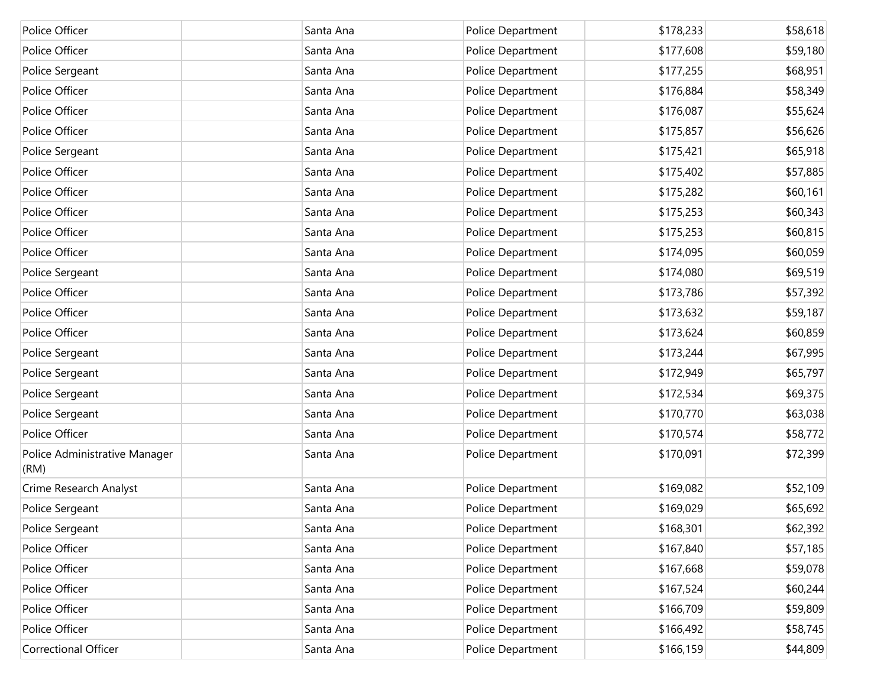| | | | | | |
|---|---|---|---|---|---|
| Police Officer | | Santa Ana | Police Department | $178,233 | $58,618 |
| Police Officer | | Santa Ana | Police Department | $177,608 | $59,180 |
| Police Sergeant | | Santa Ana | Police Department | $177,255 | $68,951 |
| Police Officer | | Santa Ana | Police Department | $176,884 | $58,349 |
| Police Officer | | Santa Ana | Police Department | $176,087 | $55,624 |
| Police Officer | | Santa Ana | Police Department | $175,857 | $56,626 |
| Police Sergeant | | Santa Ana | Police Department | $175,421 | $65,918 |
| Police Officer | | Santa Ana | Police Department | $175,402 | $57,885 |
| Police Officer | | Santa Ana | Police Department | $175,282 | $60,161 |
| Police Officer | | Santa Ana | Police Department | $175,253 | $60,343 |
| Police Officer | | Santa Ana | Police Department | $175,253 | $60,815 |
| Police Officer | | Santa Ana | Police Department | $174,095 | $60,059 |
| Police Sergeant | | Santa Ana | Police Department | $174,080 | $69,519 |
| Police Officer | | Santa Ana | Police Department | $173,786 | $57,392 |
| Police Officer | | Santa Ana | Police Department | $173,632 | $59,187 |
| Police Officer | | Santa Ana | Police Department | $173,624 | $60,859 |
| Police Sergeant | | Santa Ana | Police Department | $173,244 | $67,995 |
| Police Sergeant | | Santa Ana | Police Department | $172,949 | $65,797 |
| Police Sergeant | | Santa Ana | Police Department | $172,534 | $69,375 |
| Police Sergeant | | Santa Ana | Police Department | $170,770 | $63,038 |
| Police Officer | | Santa Ana | Police Department | $170,574 | $58,772 |
| Police Administrative Manager (RM) | | Santa Ana | Police Department | $170,091 | $72,399 |
| Crime Research Analyst | | Santa Ana | Police Department | $169,082 | $52,109 |
| Police Sergeant | | Santa Ana | Police Department | $169,029 | $65,692 |
| Police Sergeant | | Santa Ana | Police Department | $168,301 | $62,392 |
| Police Officer | | Santa Ana | Police Department | $167,840 | $57,185 |
| Police Officer | | Santa Ana | Police Department | $167,668 | $59,078 |
| Police Officer | | Santa Ana | Police Department | $167,524 | $60,244 |
| Police Officer | | Santa Ana | Police Department | $166,709 | $59,809 |
| Police Officer | | Santa Ana | Police Department | $166,492 | $58,745 |
| Correctional Officer | | Santa Ana | Police Department | $166,159 | $44,809 |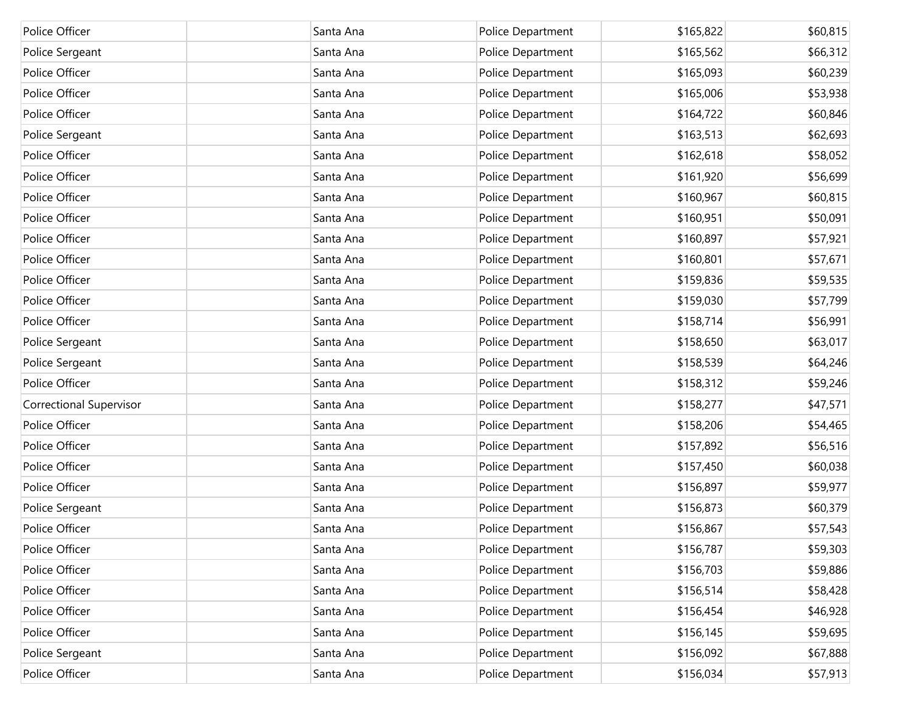| | | | | | |
|---|---|---|---|---|---|
| Police Officer | | Santa Ana | Police Department | $165,822 | $60,815 |
| Police Sergeant | | Santa Ana | Police Department | $165,562 | $66,312 |
| Police Officer | | Santa Ana | Police Department | $165,093 | $60,239 |
| Police Officer | | Santa Ana | Police Department | $165,006 | $53,938 |
| Police Officer | | Santa Ana | Police Department | $164,722 | $60,846 |
| Police Sergeant | | Santa Ana | Police Department | $163,513 | $62,693 |
| Police Officer | | Santa Ana | Police Department | $162,618 | $58,052 |
| Police Officer | | Santa Ana | Police Department | $161,920 | $56,699 |
| Police Officer | | Santa Ana | Police Department | $160,967 | $60,815 |
| Police Officer | | Santa Ana | Police Department | $160,951 | $50,091 |
| Police Officer | | Santa Ana | Police Department | $160,897 | $57,921 |
| Police Officer | | Santa Ana | Police Department | $160,801 | $57,671 |
| Police Officer | | Santa Ana | Police Department | $159,836 | $59,535 |
| Police Officer | | Santa Ana | Police Department | $159,030 | $57,799 |
| Police Officer | | Santa Ana | Police Department | $158,714 | $56,991 |
| Police Sergeant | | Santa Ana | Police Department | $158,650 | $63,017 |
| Police Sergeant | | Santa Ana | Police Department | $158,539 | $64,246 |
| Police Officer | | Santa Ana | Police Department | $158,312 | $59,246 |
| Correctional Supervisor | | Santa Ana | Police Department | $158,277 | $47,571 |
| Police Officer | | Santa Ana | Police Department | $158,206 | $54,465 |
| Police Officer | | Santa Ana | Police Department | $157,892 | $56,516 |
| Police Officer | | Santa Ana | Police Department | $157,450 | $60,038 |
| Police Officer | | Santa Ana | Police Department | $156,897 | $59,977 |
| Police Sergeant | | Santa Ana | Police Department | $156,873 | $60,379 |
| Police Officer | | Santa Ana | Police Department | $156,867 | $57,543 |
| Police Officer | | Santa Ana | Police Department | $156,787 | $59,303 |
| Police Officer | | Santa Ana | Police Department | $156,703 | $59,886 |
| Police Officer | | Santa Ana | Police Department | $156,514 | $58,428 |
| Police Officer | | Santa Ana | Police Department | $156,454 | $46,928 |
| Police Officer | | Santa Ana | Police Department | $156,145 | $59,695 |
| Police Sergeant | | Santa Ana | Police Department | $156,092 | $67,888 |
| Police Officer | | Santa Ana | Police Department | $156,034 | $57,913 |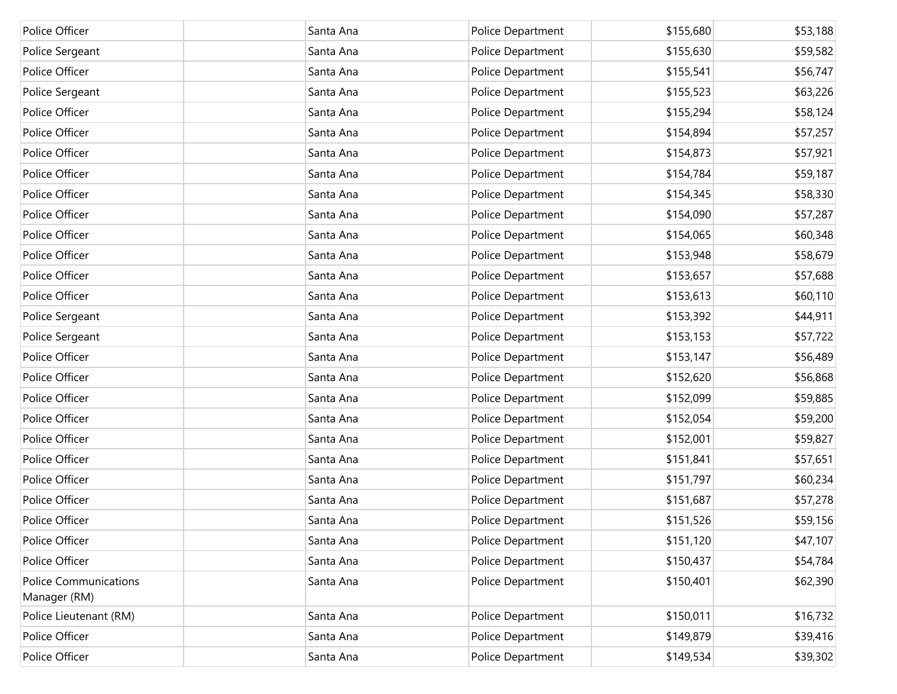| | | | | | |
|---|---|---|---|---|---|
| Police Officer | | Santa Ana | Police Department | $155,680 | $53,188 |
| Police Sergeant | | Santa Ana | Police Department | $155,630 | $59,582 |
| Police Officer | | Santa Ana | Police Department | $155,541 | $56,747 |
| Police Sergeant | | Santa Ana | Police Department | $155,523 | $63,226 |
| Police Officer | | Santa Ana | Police Department | $155,294 | $58,124 |
| Police Officer | | Santa Ana | Police Department | $154,894 | $57,257 |
| Police Officer | | Santa Ana | Police Department | $154,873 | $57,921 |
| Police Officer | | Santa Ana | Police Department | $154,784 | $59,187 |
| Police Officer | | Santa Ana | Police Department | $154,345 | $58,330 |
| Police Officer | | Santa Ana | Police Department | $154,090 | $57,287 |
| Police Officer | | Santa Ana | Police Department | $154,065 | $60,348 |
| Police Officer | | Santa Ana | Police Department | $153,948 | $58,679 |
| Police Officer | | Santa Ana | Police Department | $153,657 | $57,688 |
| Police Officer | | Santa Ana | Police Department | $153,613 | $60,110 |
| Police Sergeant | | Santa Ana | Police Department | $153,392 | $44,911 |
| Police Sergeant | | Santa Ana | Police Department | $153,153 | $57,722 |
| Police Officer | | Santa Ana | Police Department | $153,147 | $56,489 |
| Police Officer | | Santa Ana | Police Department | $152,620 | $56,868 |
| Police Officer | | Santa Ana | Police Department | $152,099 | $59,885 |
| Police Officer | | Santa Ana | Police Department | $152,054 | $59,200 |
| Police Officer | | Santa Ana | Police Department | $152,001 | $59,827 |
| Police Officer | | Santa Ana | Police Department | $151,841 | $57,651 |
| Police Officer | | Santa Ana | Police Department | $151,797 | $60,234 |
| Police Officer | | Santa Ana | Police Department | $151,687 | $57,278 |
| Police Officer | | Santa Ana | Police Department | $151,526 | $59,156 |
| Police Officer | | Santa Ana | Police Department | $151,120 | $47,107 |
| Police Officer | | Santa Ana | Police Department | $150,437 | $54,784 |
| Police Communications Manager (RM) | | Santa Ana | Police Department | $150,401 | $62,390 |
| Police Lieutenant (RM) | | Santa Ana | Police Department | $150,011 | $16,732 |
| Police Officer | | Santa Ana | Police Department | $149,879 | $39,416 |
| Police Officer | | Santa Ana | Police Department | $149,534 | $39,302 |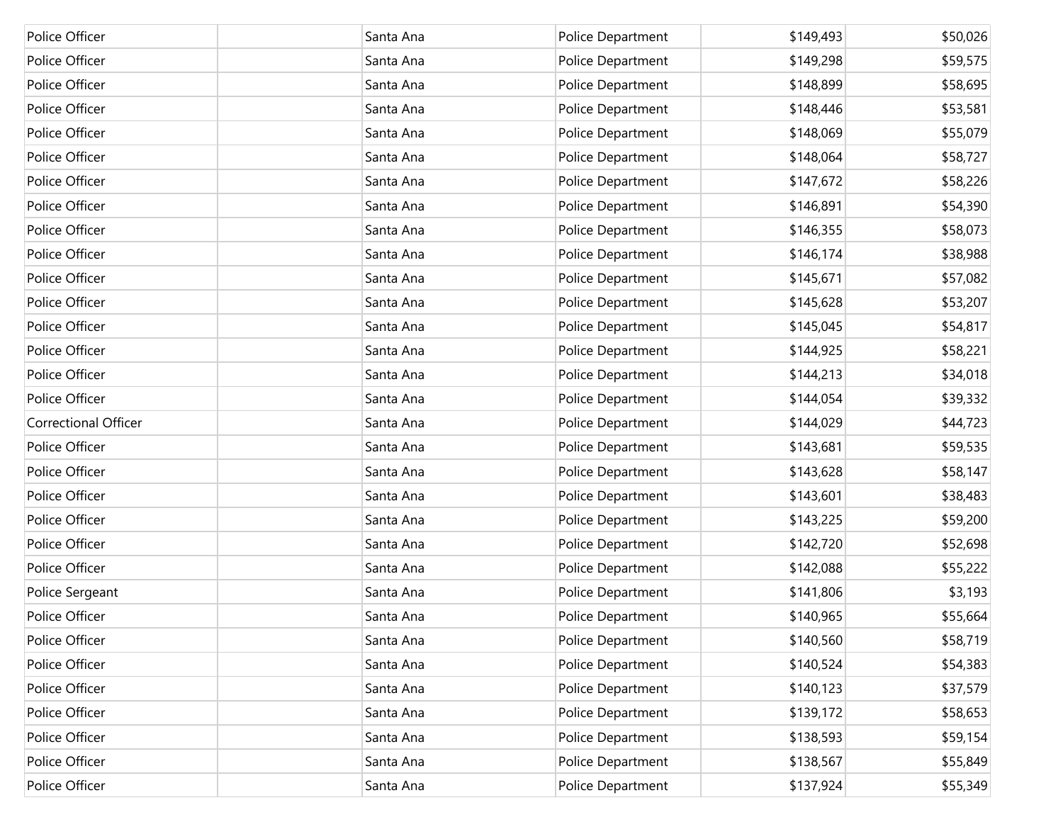| | | | | | |
|---|---|---|---|---|---|
| Police Officer | | Santa Ana | Police Department | $149,493 | $50,026 |
| Police Officer | | Santa Ana | Police Department | $149,298 | $59,575 |
| Police Officer | | Santa Ana | Police Department | $148,899 | $58,695 |
| Police Officer | | Santa Ana | Police Department | $148,446 | $53,581 |
| Police Officer | | Santa Ana | Police Department | $148,069 | $55,079 |
| Police Officer | | Santa Ana | Police Department | $148,064 | $58,727 |
| Police Officer | | Santa Ana | Police Department | $147,672 | $58,226 |
| Police Officer | | Santa Ana | Police Department | $146,891 | $54,390 |
| Police Officer | | Santa Ana | Police Department | $146,355 | $58,073 |
| Police Officer | | Santa Ana | Police Department | $146,174 | $38,988 |
| Police Officer | | Santa Ana | Police Department | $145,671 | $57,082 |
| Police Officer | | Santa Ana | Police Department | $145,628 | $53,207 |
| Police Officer | | Santa Ana | Police Department | $145,045 | $54,817 |
| Police Officer | | Santa Ana | Police Department | $144,925 | $58,221 |
| Police Officer | | Santa Ana | Police Department | $144,213 | $34,018 |
| Police Officer | | Santa Ana | Police Department | $144,054 | $39,332 |
| Correctional Officer | | Santa Ana | Police Department | $144,029 | $44,723 |
| Police Officer | | Santa Ana | Police Department | $143,681 | $59,535 |
| Police Officer | | Santa Ana | Police Department | $143,628 | $58,147 |
| Police Officer | | Santa Ana | Police Department | $143,601 | $38,483 |
| Police Officer | | Santa Ana | Police Department | $143,225 | $59,200 |
| Police Officer | | Santa Ana | Police Department | $142,720 | $52,698 |
| Police Officer | | Santa Ana | Police Department | $142,088 | $55,222 |
| Police Sergeant | | Santa Ana | Police Department | $141,806 | $3,193 |
| Police Officer | | Santa Ana | Police Department | $140,965 | $55,664 |
| Police Officer | | Santa Ana | Police Department | $140,560 | $58,719 |
| Police Officer | | Santa Ana | Police Department | $140,524 | $54,383 |
| Police Officer | | Santa Ana | Police Department | $140,123 | $37,579 |
| Police Officer | | Santa Ana | Police Department | $139,172 | $58,653 |
| Police Officer | | Santa Ana | Police Department | $138,593 | $59,154 |
| Police Officer | | Santa Ana | Police Department | $138,567 | $55,849 |
| Police Officer | | Santa Ana | Police Department | $137,924 | $55,349 |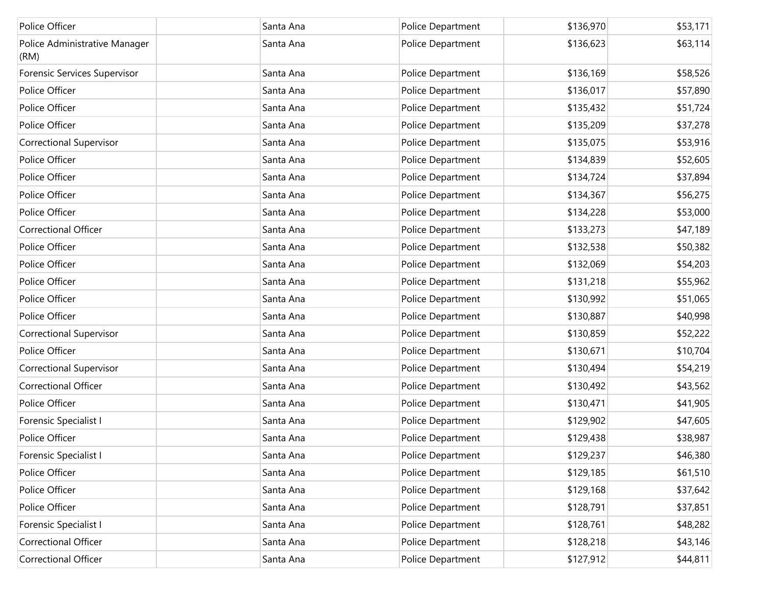| | | | | | |
|---|---|---|---|---|---|
| Police Officer | | Santa Ana | Police Department | $136,970 | $53,171 |
| Police Administrative Manager (RM) | | Santa Ana | Police Department | $136,623 | $63,114 |
| Forensic Services Supervisor | | Santa Ana | Police Department | $136,169 | $58,526 |
| Police Officer | | Santa Ana | Police Department | $136,017 | $57,890 |
| Police Officer | | Santa Ana | Police Department | $135,432 | $51,724 |
| Police Officer | | Santa Ana | Police Department | $135,209 | $37,278 |
| Correctional Supervisor | | Santa Ana | Police Department | $135,075 | $53,916 |
| Police Officer | | Santa Ana | Police Department | $134,839 | $52,605 |
| Police Officer | | Santa Ana | Police Department | $134,724 | $37,894 |
| Police Officer | | Santa Ana | Police Department | $134,367 | $56,275 |
| Police Officer | | Santa Ana | Police Department | $134,228 | $53,000 |
| Correctional Officer | | Santa Ana | Police Department | $133,273 | $47,189 |
| Police Officer | | Santa Ana | Police Department | $132,538 | $50,382 |
| Police Officer | | Santa Ana | Police Department | $132,069 | $54,203 |
| Police Officer | | Santa Ana | Police Department | $131,218 | $55,962 |
| Police Officer | | Santa Ana | Police Department | $130,992 | $51,065 |
| Police Officer | | Santa Ana | Police Department | $130,887 | $40,998 |
| Correctional Supervisor | | Santa Ana | Police Department | $130,859 | $52,222 |
| Police Officer | | Santa Ana | Police Department | $130,671 | $10,704 |
| Correctional Supervisor | | Santa Ana | Police Department | $130,494 | $54,219 |
| Correctional Officer | | Santa Ana | Police Department | $130,492 | $43,562 |
| Police Officer | | Santa Ana | Police Department | $130,471 | $41,905 |
| Forensic Specialist I | | Santa Ana | Police Department | $129,902 | $47,605 |
| Police Officer | | Santa Ana | Police Department | $129,438 | $38,987 |
| Forensic Specialist I | | Santa Ana | Police Department | $129,237 | $46,380 |
| Police Officer | | Santa Ana | Police Department | $129,185 | $61,510 |
| Police Officer | | Santa Ana | Police Department | $129,168 | $37,642 |
| Police Officer | | Santa Ana | Police Department | $128,791 | $37,851 |
| Forensic Specialist I | | Santa Ana | Police Department | $128,761 | $48,282 |
| Correctional Officer | | Santa Ana | Police Department | $128,218 | $43,146 |
| Correctional Officer | | Santa Ana | Police Department | $127,912 | $44,811 |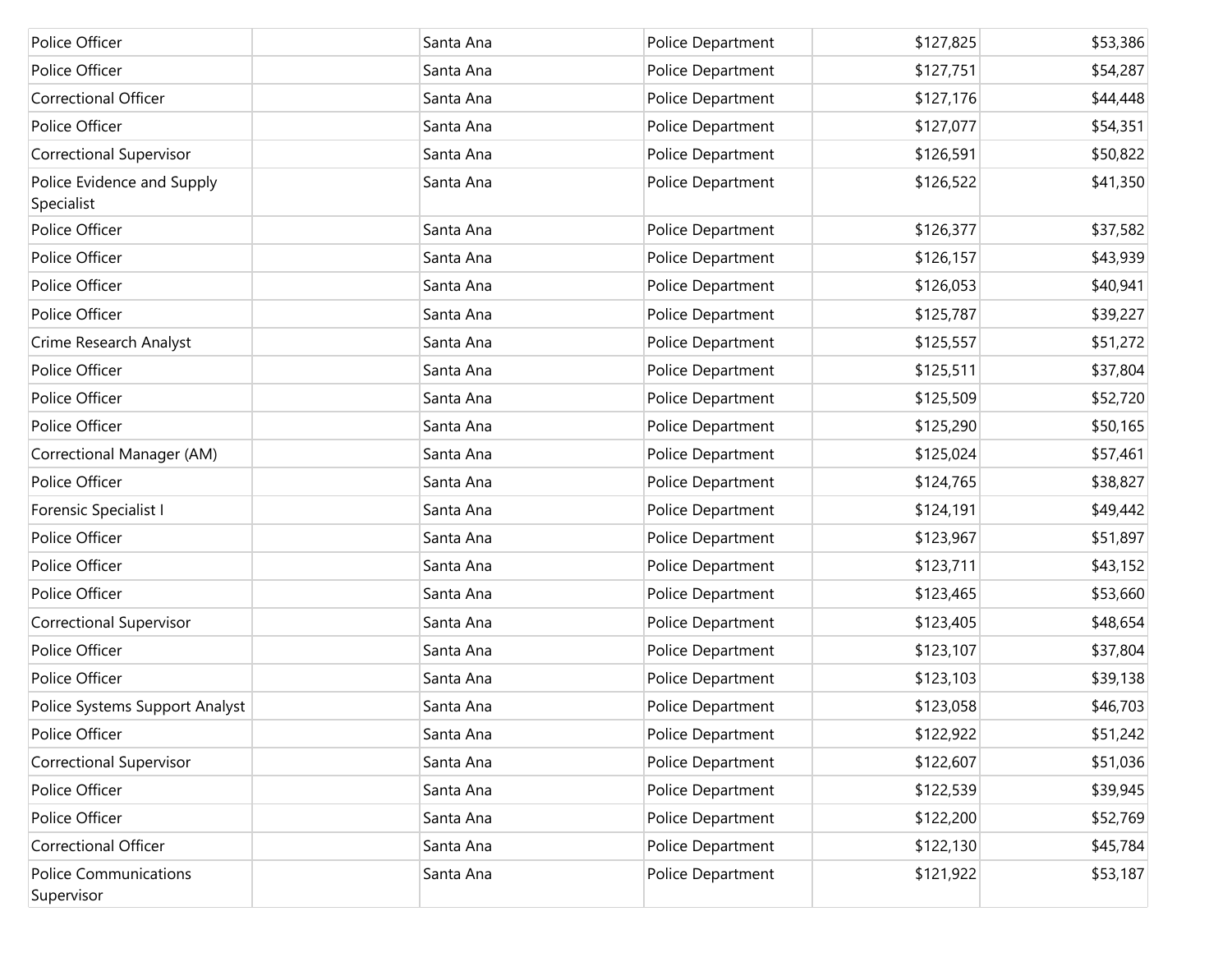| | | | | | |
|---|---|---|---|---|---|
| Police Officer | | Santa Ana | Police Department | $127,825 | $53,386 |
| Police Officer | | Santa Ana | Police Department | $127,751 | $54,287 |
| Correctional Officer | | Santa Ana | Police Department | $127,176 | $44,448 |
| Police Officer | | Santa Ana | Police Department | $127,077 | $54,351 |
| Correctional Supervisor | | Santa Ana | Police Department | $126,591 | $50,822 |
| Police Evidence and Supply Specialist | | Santa Ana | Police Department | $126,522 | $41,350 |
| Police Officer | | Santa Ana | Police Department | $126,377 | $37,582 |
| Police Officer | | Santa Ana | Police Department | $126,157 | $43,939 |
| Police Officer | | Santa Ana | Police Department | $126,053 | $40,941 |
| Police Officer | | Santa Ana | Police Department | $125,787 | $39,227 |
| Crime Research Analyst | | Santa Ana | Police Department | $125,557 | $51,272 |
| Police Officer | | Santa Ana | Police Department | $125,511 | $37,804 |
| Police Officer | | Santa Ana | Police Department | $125,509 | $52,720 |
| Police Officer | | Santa Ana | Police Department | $125,290 | $50,165 |
| Correctional Manager (AM) | | Santa Ana | Police Department | $125,024 | $57,461 |
| Police Officer | | Santa Ana | Police Department | $124,765 | $38,827 |
| Forensic Specialist I | | Santa Ana | Police Department | $124,191 | $49,442 |
| Police Officer | | Santa Ana | Police Department | $123,967 | $51,897 |
| Police Officer | | Santa Ana | Police Department | $123,711 | $43,152 |
| Police Officer | | Santa Ana | Police Department | $123,465 | $53,660 |
| Correctional Supervisor | | Santa Ana | Police Department | $123,405 | $48,654 |
| Police Officer | | Santa Ana | Police Department | $123,107 | $37,804 |
| Police Officer | | Santa Ana | Police Department | $123,103 | $39,138 |
| Police Systems Support Analyst | | Santa Ana | Police Department | $123,058 | $46,703 |
| Police Officer | | Santa Ana | Police Department | $122,922 | $51,242 |
| Correctional Supervisor | | Santa Ana | Police Department | $122,607 | $51,036 |
| Police Officer | | Santa Ana | Police Department | $122,539 | $39,945 |
| Police Officer | | Santa Ana | Police Department | $122,200 | $52,769 |
| Correctional Officer | | Santa Ana | Police Department | $122,130 | $45,784 |
| Police Communications Supervisor | | Santa Ana | Police Department | $121,922 | $53,187 |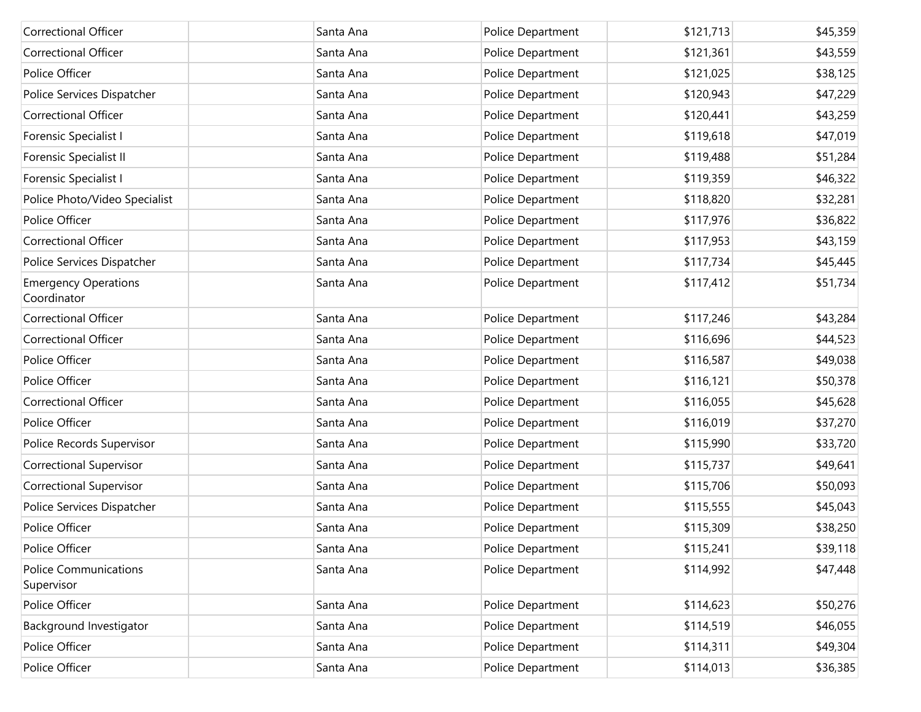| | | | | | |
|---|---|---|---|---|---|
| Correctional Officer | | Santa Ana | Police Department | $121,713 | $45,359 |
| Correctional Officer | | Santa Ana | Police Department | $121,361 | $43,559 |
| Police Officer | | Santa Ana | Police Department | $121,025 | $38,125 |
| Police Services Dispatcher | | Santa Ana | Police Department | $120,943 | $47,229 |
| Correctional Officer | | Santa Ana | Police Department | $120,441 | $43,259 |
| Forensic Specialist I | | Santa Ana | Police Department | $119,618 | $47,019 |
| Forensic Specialist II | | Santa Ana | Police Department | $119,488 | $51,284 |
| Forensic Specialist I | | Santa Ana | Police Department | $119,359 | $46,322 |
| Police Photo/Video Specialist | | Santa Ana | Police Department | $118,820 | $32,281 |
| Police Officer | | Santa Ana | Police Department | $117,976 | $36,822 |
| Correctional Officer | | Santa Ana | Police Department | $117,953 | $43,159 |
| Police Services Dispatcher | | Santa Ana | Police Department | $117,734 | $45,445 |
| Emergency Operations Coordinator | | Santa Ana | Police Department | $117,412 | $51,734 |
| Correctional Officer | | Santa Ana | Police Department | $117,246 | $43,284 |
| Correctional Officer | | Santa Ana | Police Department | $116,696 | $44,523 |
| Police Officer | | Santa Ana | Police Department | $116,587 | $49,038 |
| Police Officer | | Santa Ana | Police Department | $116,121 | $50,378 |
| Correctional Officer | | Santa Ana | Police Department | $116,055 | $45,628 |
| Police Officer | | Santa Ana | Police Department | $116,019 | $37,270 |
| Police Records Supervisor | | Santa Ana | Police Department | $115,990 | $33,720 |
| Correctional Supervisor | | Santa Ana | Police Department | $115,737 | $49,641 |
| Correctional Supervisor | | Santa Ana | Police Department | $115,706 | $50,093 |
| Police Services Dispatcher | | Santa Ana | Police Department | $115,555 | $45,043 |
| Police Officer | | Santa Ana | Police Department | $115,309 | $38,250 |
| Police Officer | | Santa Ana | Police Department | $115,241 | $39,118 |
| Police Communications Supervisor | | Santa Ana | Police Department | $114,992 | $47,448 |
| Police Officer | | Santa Ana | Police Department | $114,623 | $50,276 |
| Background Investigator | | Santa Ana | Police Department | $114,519 | $46,055 |
| Police Officer | | Santa Ana | Police Department | $114,311 | $49,304 |
| Police Officer | | Santa Ana | Police Department | $114,013 | $36,385 |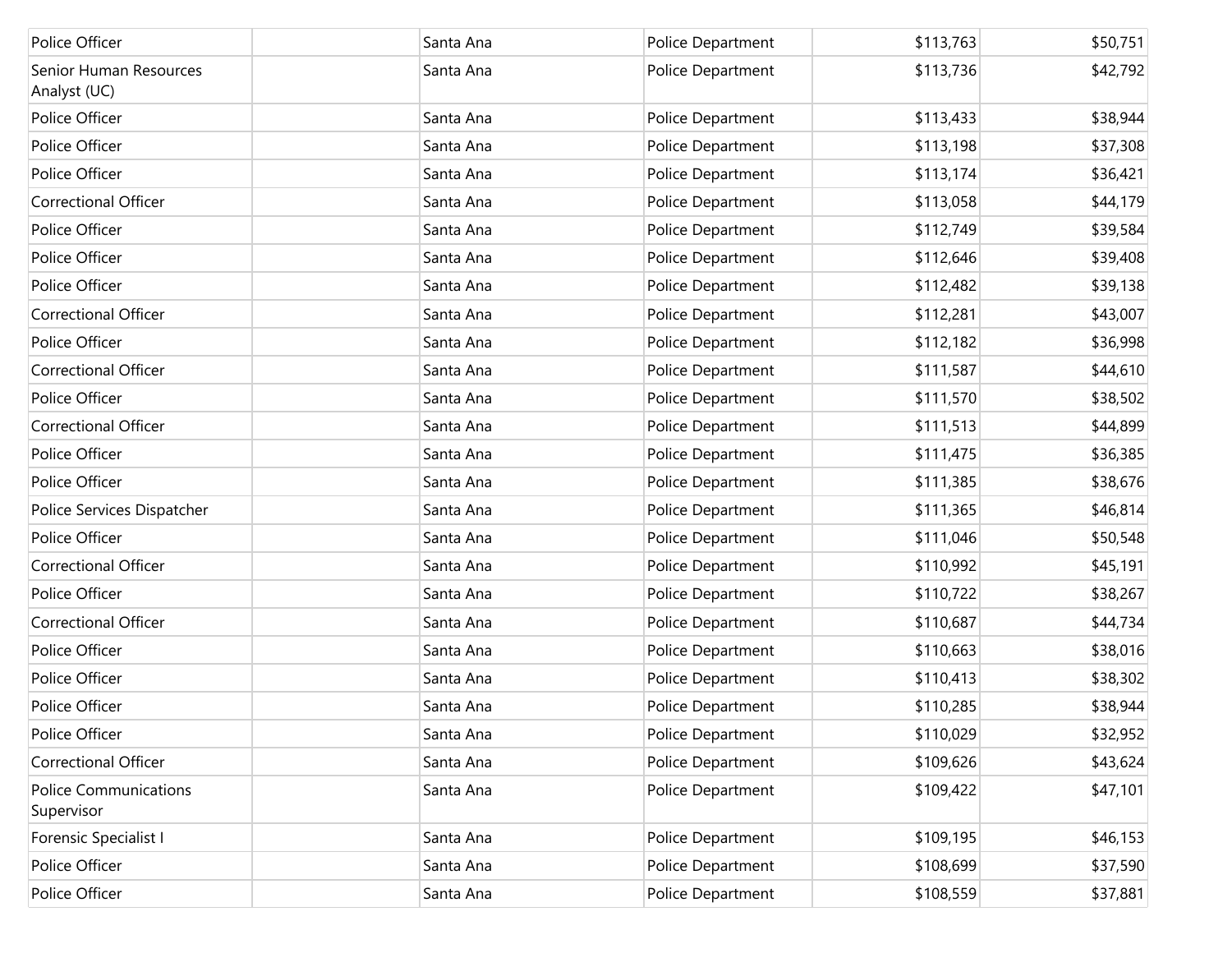| | | | | | |
|---|---|---|---|---|---|
| Police Officer | | Santa Ana | Police Department | $113,763 | $50,751 |
| Senior Human Resources Analyst (UC) | | Santa Ana | Police Department | $113,736 | $42,792 |
| Police Officer | | Santa Ana | Police Department | $113,433 | $38,944 |
| Police Officer | | Santa Ana | Police Department | $113,198 | $37,308 |
| Police Officer | | Santa Ana | Police Department | $113,174 | $36,421 |
| Correctional Officer | | Santa Ana | Police Department | $113,058 | $44,179 |
| Police Officer | | Santa Ana | Police Department | $112,749 | $39,584 |
| Police Officer | | Santa Ana | Police Department | $112,646 | $39,408 |
| Police Officer | | Santa Ana | Police Department | $112,482 | $39,138 |
| Correctional Officer | | Santa Ana | Police Department | $112,281 | $43,007 |
| Police Officer | | Santa Ana | Police Department | $112,182 | $36,998 |
| Correctional Officer | | Santa Ana | Police Department | $111,587 | $44,610 |
| Police Officer | | Santa Ana | Police Department | $111,570 | $38,502 |
| Correctional Officer | | Santa Ana | Police Department | $111,513 | $44,899 |
| Police Officer | | Santa Ana | Police Department | $111,475 | $36,385 |
| Police Officer | | Santa Ana | Police Department | $111,385 | $38,676 |
| Police Services Dispatcher | | Santa Ana | Police Department | $111,365 | $46,814 |
| Police Officer | | Santa Ana | Police Department | $111,046 | $50,548 |
| Correctional Officer | | Santa Ana | Police Department | $110,992 | $45,191 |
| Police Officer | | Santa Ana | Police Department | $110,722 | $38,267 |
| Correctional Officer | | Santa Ana | Police Department | $110,687 | $44,734 |
| Police Officer | | Santa Ana | Police Department | $110,663 | $38,016 |
| Police Officer | | Santa Ana | Police Department | $110,413 | $38,302 |
| Police Officer | | Santa Ana | Police Department | $110,285 | $38,944 |
| Police Officer | | Santa Ana | Police Department | $110,029 | $32,952 |
| Correctional Officer | | Santa Ana | Police Department | $109,626 | $43,624 |
| Police Communications Supervisor | | Santa Ana | Police Department | $109,422 | $47,101 |
| Forensic Specialist I | | Santa Ana | Police Department | $109,195 | $46,153 |
| Police Officer | | Santa Ana | Police Department | $108,699 | $37,590 |
| Police Officer | | Santa Ana | Police Department | $108,559 | $37,881 |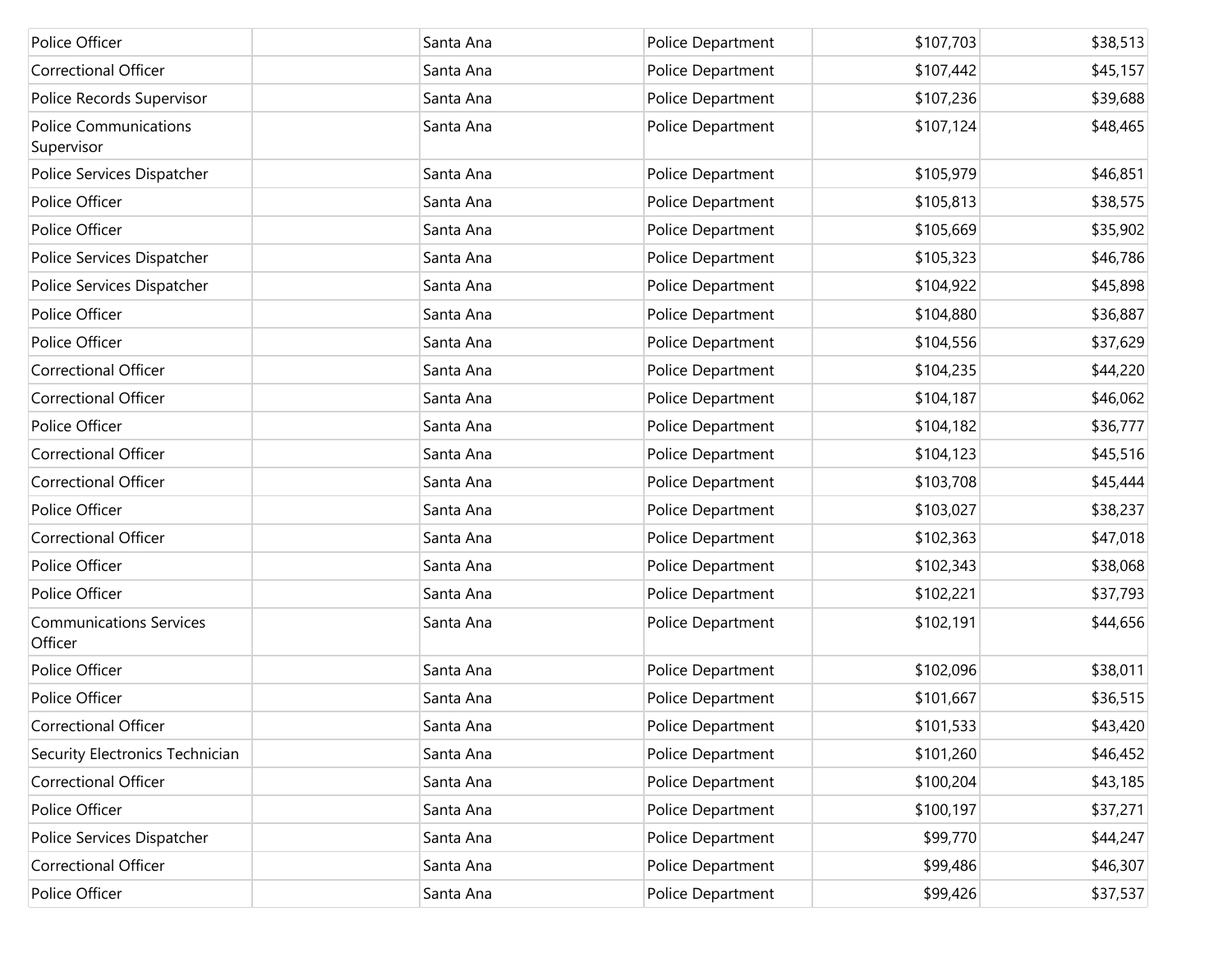| | | | | | |
|---|---|---|---|---|---|
| Police Officer | | Santa Ana | Police Department | $107,703 | $38,513 |
| Correctional Officer | | Santa Ana | Police Department | $107,442 | $45,157 |
| Police Records Supervisor | | Santa Ana | Police Department | $107,236 | $39,688 |
| Police Communications Supervisor | | Santa Ana | Police Department | $107,124 | $48,465 |
| Police Services Dispatcher | | Santa Ana | Police Department | $105,979 | $46,851 |
| Police Officer | | Santa Ana | Police Department | $105,813 | $38,575 |
| Police Officer | | Santa Ana | Police Department | $105,669 | $35,902 |
| Police Services Dispatcher | | Santa Ana | Police Department | $105,323 | $46,786 |
| Police Services Dispatcher | | Santa Ana | Police Department | $104,922 | $45,898 |
| Police Officer | | Santa Ana | Police Department | $104,880 | $36,887 |
| Police Officer | | Santa Ana | Police Department | $104,556 | $37,629 |
| Correctional Officer | | Santa Ana | Police Department | $104,235 | $44,220 |
| Correctional Officer | | Santa Ana | Police Department | $104,187 | $46,062 |
| Police Officer | | Santa Ana | Police Department | $104,182 | $36,777 |
| Correctional Officer | | Santa Ana | Police Department | $104,123 | $45,516 |
| Correctional Officer | | Santa Ana | Police Department | $103,708 | $45,444 |
| Police Officer | | Santa Ana | Police Department | $103,027 | $38,237 |
| Correctional Officer | | Santa Ana | Police Department | $102,363 | $47,018 |
| Police Officer | | Santa Ana | Police Department | $102,343 | $38,068 |
| Police Officer | | Santa Ana | Police Department | $102,221 | $37,793 |
| Communications Services Officer | | Santa Ana | Police Department | $102,191 | $44,656 |
| Police Officer | | Santa Ana | Police Department | $102,096 | $38,011 |
| Police Officer | | Santa Ana | Police Department | $101,667 | $36,515 |
| Correctional Officer | | Santa Ana | Police Department | $101,533 | $43,420 |
| Security Electronics Technician | | Santa Ana | Police Department | $101,260 | $46,452 |
| Correctional Officer | | Santa Ana | Police Department | $100,204 | $43,185 |
| Police Officer | | Santa Ana | Police Department | $100,197 | $37,271 |
| Police Services Dispatcher | | Santa Ana | Police Department | $99,770 | $44,247 |
| Correctional Officer | | Santa Ana | Police Department | $99,486 | $46,307 |
| Police Officer | | Santa Ana | Police Department | $99,426 | $37,537 |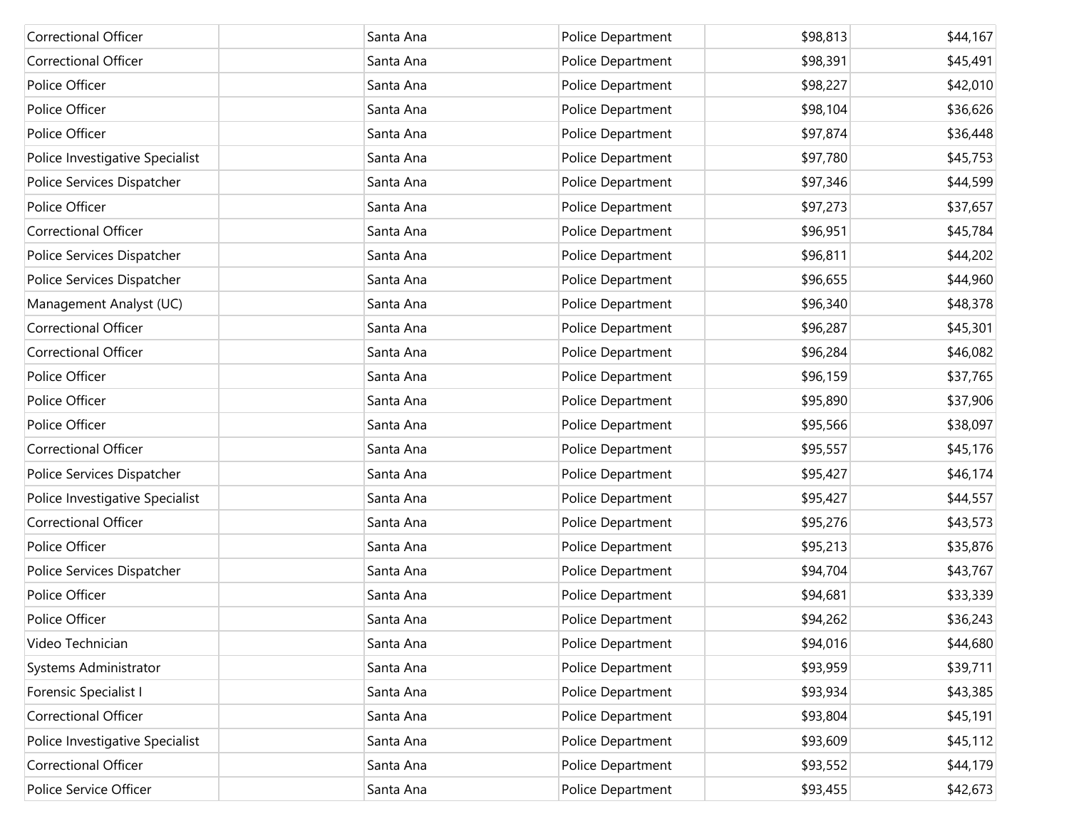| | | | | | |
|---|---|---|---|---|---|
| Correctional Officer | | Santa Ana | Police Department | $98,813 | $44,167 |
| Correctional Officer | | Santa Ana | Police Department | $98,391 | $45,491 |
| Police Officer | | Santa Ana | Police Department | $98,227 | $42,010 |
| Police Officer | | Santa Ana | Police Department | $98,104 | $36,626 |
| Police Officer | | Santa Ana | Police Department | $97,874 | $36,448 |
| Police Investigative Specialist | | Santa Ana | Police Department | $97,780 | $45,753 |
| Police Services Dispatcher | | Santa Ana | Police Department | $97,346 | $44,599 |
| Police Officer | | Santa Ana | Police Department | $97,273 | $37,657 |
| Correctional Officer | | Santa Ana | Police Department | $96,951 | $45,784 |
| Police Services Dispatcher | | Santa Ana | Police Department | $96,811 | $44,202 |
| Police Services Dispatcher | | Santa Ana | Police Department | $96,655 | $44,960 |
| Management Analyst (UC) | | Santa Ana | Police Department | $96,340 | $48,378 |
| Correctional Officer | | Santa Ana | Police Department | $96,287 | $45,301 |
| Correctional Officer | | Santa Ana | Police Department | $96,284 | $46,082 |
| Police Officer | | Santa Ana | Police Department | $96,159 | $37,765 |
| Police Officer | | Santa Ana | Police Department | $95,890 | $37,906 |
| Police Officer | | Santa Ana | Police Department | $95,566 | $38,097 |
| Correctional Officer | | Santa Ana | Police Department | $95,557 | $45,176 |
| Police Services Dispatcher | | Santa Ana | Police Department | $95,427 | $46,174 |
| Police Investigative Specialist | | Santa Ana | Police Department | $95,427 | $44,557 |
| Correctional Officer | | Santa Ana | Police Department | $95,276 | $43,573 |
| Police Officer | | Santa Ana | Police Department | $95,213 | $35,876 |
| Police Services Dispatcher | | Santa Ana | Police Department | $94,704 | $43,767 |
| Police Officer | | Santa Ana | Police Department | $94,681 | $33,339 |
| Police Officer | | Santa Ana | Police Department | $94,262 | $36,243 |
| Video Technician | | Santa Ana | Police Department | $94,016 | $44,680 |
| Systems Administrator | | Santa Ana | Police Department | $93,959 | $39,711 |
| Forensic Specialist I | | Santa Ana | Police Department | $93,934 | $43,385 |
| Correctional Officer | | Santa Ana | Police Department | $93,804 | $45,191 |
| Police Investigative Specialist | | Santa Ana | Police Department | $93,609 | $45,112 |
| Correctional Officer | | Santa Ana | Police Department | $93,552 | $44,179 |
| Police Service Officer | | Santa Ana | Police Department | $93,455 | $42,673 |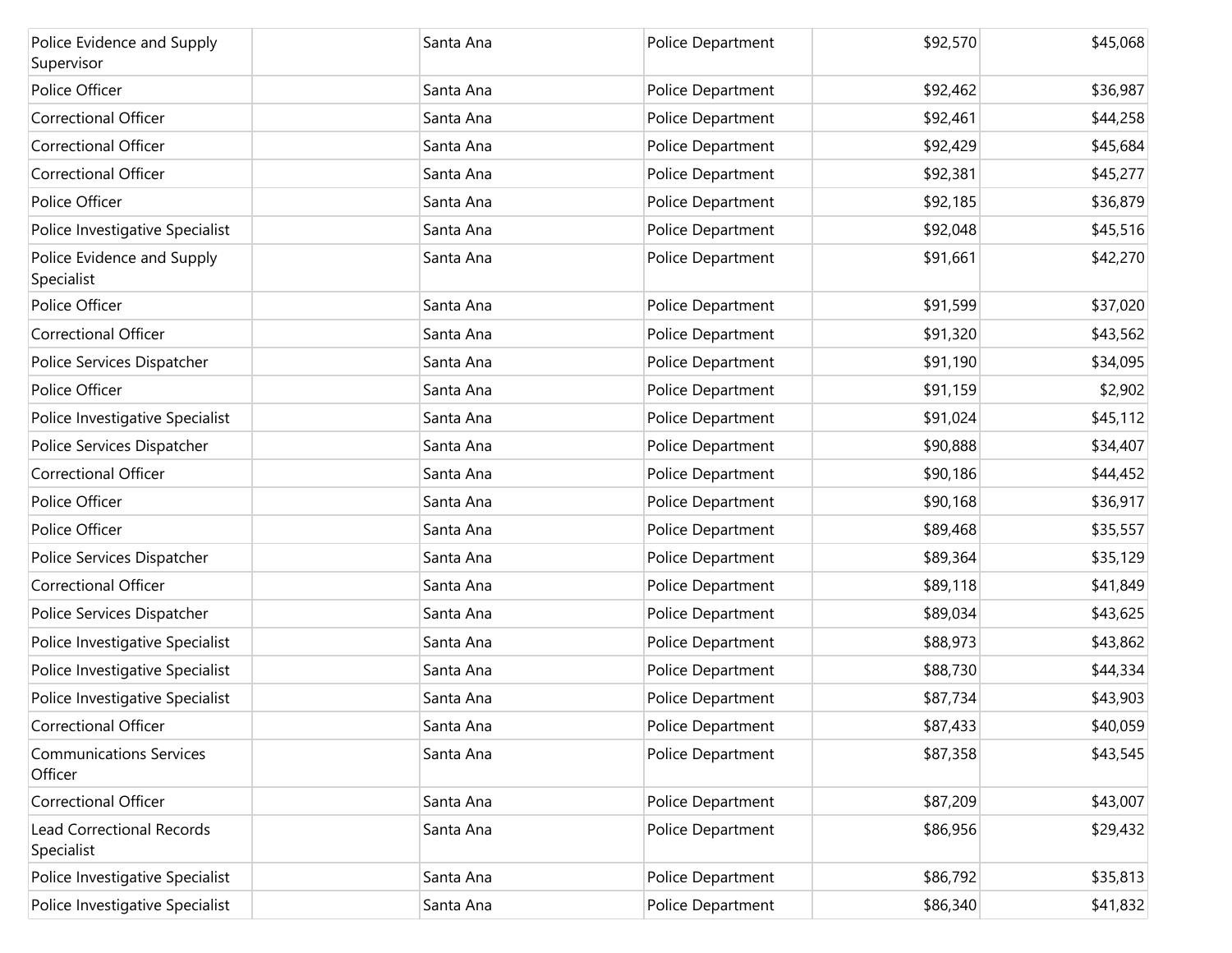| | | | | | |
|---|---|---|---|---|---|
| Police Evidence and Supply Supervisor | | Santa Ana | Police Department | $92,570 | $45,068 |
| Police Officer | | Santa Ana | Police Department | $92,462 | $36,987 |
| Correctional Officer | | Santa Ana | Police Department | $92,461 | $44,258 |
| Correctional Officer | | Santa Ana | Police Department | $92,429 | $45,684 |
| Correctional Officer | | Santa Ana | Police Department | $92,381 | $45,277 |
| Police Officer | | Santa Ana | Police Department | $92,185 | $36,879 |
| Police Investigative Specialist | | Santa Ana | Police Department | $92,048 | $45,516 |
| Police Evidence and Supply Specialist | | Santa Ana | Police Department | $91,661 | $42,270 |
| Police Officer | | Santa Ana | Police Department | $91,599 | $37,020 |
| Correctional Officer | | Santa Ana | Police Department | $91,320 | $43,562 |
| Police Services Dispatcher | | Santa Ana | Police Department | $91,190 | $34,095 |
| Police Officer | | Santa Ana | Police Department | $91,159 | $2,902 |
| Police Investigative Specialist | | Santa Ana | Police Department | $91,024 | $45,112 |
| Police Services Dispatcher | | Santa Ana | Police Department | $90,888 | $34,407 |
| Correctional Officer | | Santa Ana | Police Department | $90,186 | $44,452 |
| Police Officer | | Santa Ana | Police Department | $90,168 | $36,917 |
| Police Officer | | Santa Ana | Police Department | $89,468 | $35,557 |
| Police Services Dispatcher | | Santa Ana | Police Department | $89,364 | $35,129 |
| Correctional Officer | | Santa Ana | Police Department | $89,118 | $41,849 |
| Police Services Dispatcher | | Santa Ana | Police Department | $89,034 | $43,625 |
| Police Investigative Specialist | | Santa Ana | Police Department | $88,973 | $43,862 |
| Police Investigative Specialist | | Santa Ana | Police Department | $88,730 | $44,334 |
| Police Investigative Specialist | | Santa Ana | Police Department | $87,734 | $43,903 |
| Correctional Officer | | Santa Ana | Police Department | $87,433 | $40,059 |
| Communications Services Officer | | Santa Ana | Police Department | $87,358 | $43,545 |
| Correctional Officer | | Santa Ana | Police Department | $87,209 | $43,007 |
| Lead Correctional Records Specialist | | Santa Ana | Police Department | $86,956 | $29,432 |
| Police Investigative Specialist | | Santa Ana | Police Department | $86,792 | $35,813 |
| Police Investigative Specialist | | Santa Ana | Police Department | $86,340 | $41,832 |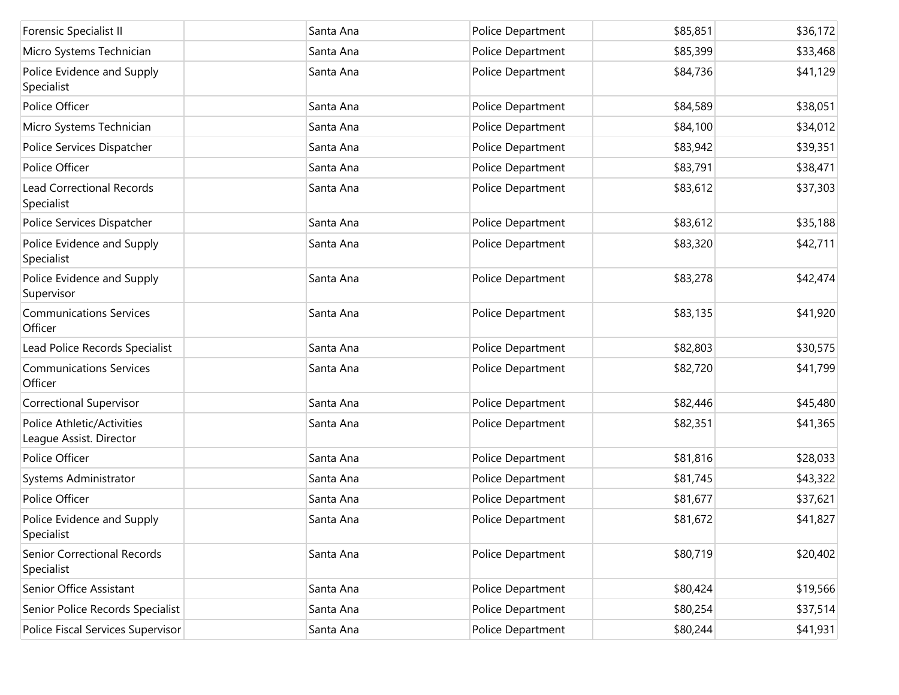| | | | | | |
|---|---|---|---|---|---|
| Forensic Specialist II | | Santa Ana | Police Department | $85,851 | $36,172 |
| Micro Systems Technician | | Santa Ana | Police Department | $85,399 | $33,468 |
| Police Evidence and Supply Specialist | | Santa Ana | Police Department | $84,736 | $41,129 |
| Police Officer | | Santa Ana | Police Department | $84,589 | $38,051 |
| Micro Systems Technician | | Santa Ana | Police Department | $84,100 | $34,012 |
| Police Services Dispatcher | | Santa Ana | Police Department | $83,942 | $39,351 |
| Police Officer | | Santa Ana | Police Department | $83,791 | $38,471 |
| Lead Correctional Records Specialist | | Santa Ana | Police Department | $83,612 | $37,303 |
| Police Services Dispatcher | | Santa Ana | Police Department | $83,612 | $35,188 |
| Police Evidence and Supply Specialist | | Santa Ana | Police Department | $83,320 | $42,711 |
| Police Evidence and Supply Supervisor | | Santa Ana | Police Department | $83,278 | $42,474 |
| Communications Services Officer | | Santa Ana | Police Department | $83,135 | $41,920 |
| Lead Police Records Specialist | | Santa Ana | Police Department | $82,803 | $30,575 |
| Communications Services Officer | | Santa Ana | Police Department | $82,720 | $41,799 |
| Correctional Supervisor | | Santa Ana | Police Department | $82,446 | $45,480 |
| Police Athletic/Activities League Assist. Director | | Santa Ana | Police Department | $82,351 | $41,365 |
| Police Officer | | Santa Ana | Police Department | $81,816 | $28,033 |
| Systems Administrator | | Santa Ana | Police Department | $81,745 | $43,322 |
| Police Officer | | Santa Ana | Police Department | $81,677 | $37,621 |
| Police Evidence and Supply Specialist | | Santa Ana | Police Department | $81,672 | $41,827 |
| Senior Correctional Records Specialist | | Santa Ana | Police Department | $80,719 | $20,402 |
| Senior Office Assistant | | Santa Ana | Police Department | $80,424 | $19,566 |
| Senior Police Records Specialist | | Santa Ana | Police Department | $80,254 | $37,514 |
| Police Fiscal Services Supervisor | | Santa Ana | Police Department | $80,244 | $41,931 |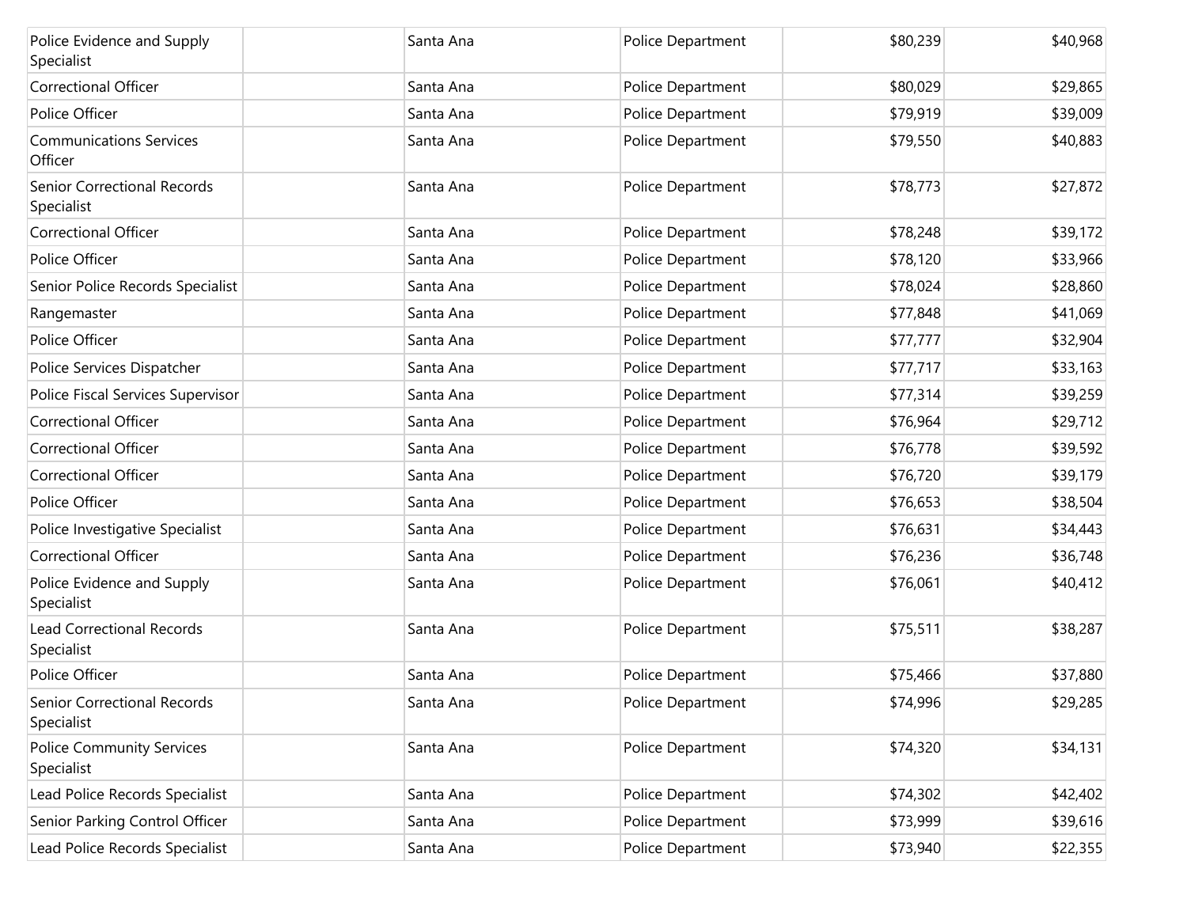| | | | | | |
|---|---|---|---|---|---|
| Police Evidence and Supply Specialist | | Santa Ana | Police Department | $80,239 | $40,968 |
| Correctional Officer | | Santa Ana | Police Department | $80,029 | $29,865 |
| Police Officer | | Santa Ana | Police Department | $79,919 | $39,009 |
| Communications Services Officer | | Santa Ana | Police Department | $79,550 | $40,883 |
| Senior Correctional Records Specialist | | Santa Ana | Police Department | $78,773 | $27,872 |
| Correctional Officer | | Santa Ana | Police Department | $78,248 | $39,172 |
| Police Officer | | Santa Ana | Police Department | $78,120 | $33,966 |
| Senior Police Records Specialist | | Santa Ana | Police Department | $78,024 | $28,860 |
| Rangemaster | | Santa Ana | Police Department | $77,848 | $41,069 |
| Police Officer | | Santa Ana | Police Department | $77,777 | $32,904 |
| Police Services Dispatcher | | Santa Ana | Police Department | $77,717 | $33,163 |
| Police Fiscal Services Supervisor | | Santa Ana | Police Department | $77,314 | $39,259 |
| Correctional Officer | | Santa Ana | Police Department | $76,964 | $29,712 |
| Correctional Officer | | Santa Ana | Police Department | $76,778 | $39,592 |
| Correctional Officer | | Santa Ana | Police Department | $76,720 | $39,179 |
| Police Officer | | Santa Ana | Police Department | $76,653 | $38,504 |
| Police Investigative Specialist | | Santa Ana | Police Department | $76,631 | $34,443 |
| Correctional Officer | | Santa Ana | Police Department | $76,236 | $36,748 |
| Police Evidence and Supply Specialist | | Santa Ana | Police Department | $76,061 | $40,412 |
| Lead Correctional Records Specialist | | Santa Ana | Police Department | $75,511 | $38,287 |
| Police Officer | | Santa Ana | Police Department | $75,466 | $37,880 |
| Senior Correctional Records Specialist | | Santa Ana | Police Department | $74,996 | $29,285 |
| Police Community Services Specialist | | Santa Ana | Police Department | $74,320 | $34,131 |
| Lead Police Records Specialist | | Santa Ana | Police Department | $74,302 | $42,402 |
| Senior Parking Control Officer | | Santa Ana | Police Department | $73,999 | $39,616 |
| Lead Police Records Specialist | | Santa Ana | Police Department | $73,940 | $22,355 |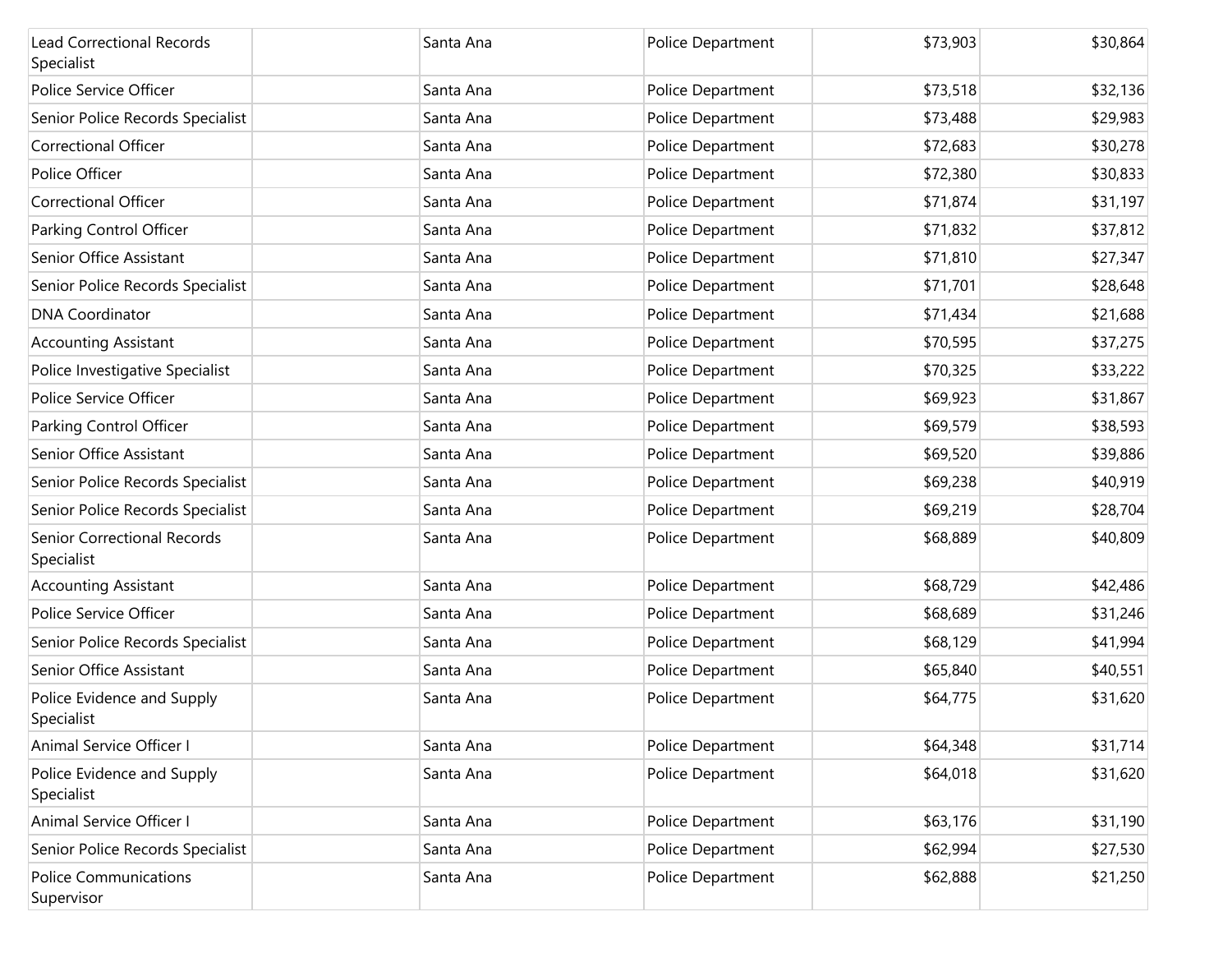| | | | | | |
|---|---|---|---|---|---|
| Lead Correctional Records Specialist | | Santa Ana | Police Department | $73,903 | $30,864 |
| Police Service Officer | | Santa Ana | Police Department | $73,518 | $32,136 |
| Senior Police Records Specialist | | Santa Ana | Police Department | $73,488 | $29,983 |
| Correctional Officer | | Santa Ana | Police Department | $72,683 | $30,278 |
| Police Officer | | Santa Ana | Police Department | $72,380 | $30,833 |
| Correctional Officer | | Santa Ana | Police Department | $71,874 | $31,197 |
| Parking Control Officer | | Santa Ana | Police Department | $71,832 | $37,812 |
| Senior Office Assistant | | Santa Ana | Police Department | $71,810 | $27,347 |
| Senior Police Records Specialist | | Santa Ana | Police Department | $71,701 | $28,648 |
| DNA Coordinator | | Santa Ana | Police Department | $71,434 | $21,688 |
| Accounting Assistant | | Santa Ana | Police Department | $70,595 | $37,275 |
| Police Investigative Specialist | | Santa Ana | Police Department | $70,325 | $33,222 |
| Police Service Officer | | Santa Ana | Police Department | $69,923 | $31,867 |
| Parking Control Officer | | Santa Ana | Police Department | $69,579 | $38,593 |
| Senior Office Assistant | | Santa Ana | Police Department | $69,520 | $39,886 |
| Senior Police Records Specialist | | Santa Ana | Police Department | $69,238 | $40,919 |
| Senior Police Records Specialist | | Santa Ana | Police Department | $69,219 | $28,704 |
| Senior Correctional Records Specialist | | Santa Ana | Police Department | $68,889 | $40,809 |
| Accounting Assistant | | Santa Ana | Police Department | $68,729 | $42,486 |
| Police Service Officer | | Santa Ana | Police Department | $68,689 | $31,246 |
| Senior Police Records Specialist | | Santa Ana | Police Department | $68,129 | $41,994 |
| Senior Office Assistant | | Santa Ana | Police Department | $65,840 | $40,551 |
| Police Evidence and Supply Specialist | | Santa Ana | Police Department | $64,775 | $31,620 |
| Animal Service Officer I | | Santa Ana | Police Department | $64,348 | $31,714 |
| Police Evidence and Supply Specialist | | Santa Ana | Police Department | $64,018 | $31,620 |
| Animal Service Officer I | | Santa Ana | Police Department | $63,176 | $31,190 |
| Senior Police Records Specialist | | Santa Ana | Police Department | $62,994 | $27,530 |
| Police Communications Supervisor | | Santa Ana | Police Department | $62,888 | $21,250 |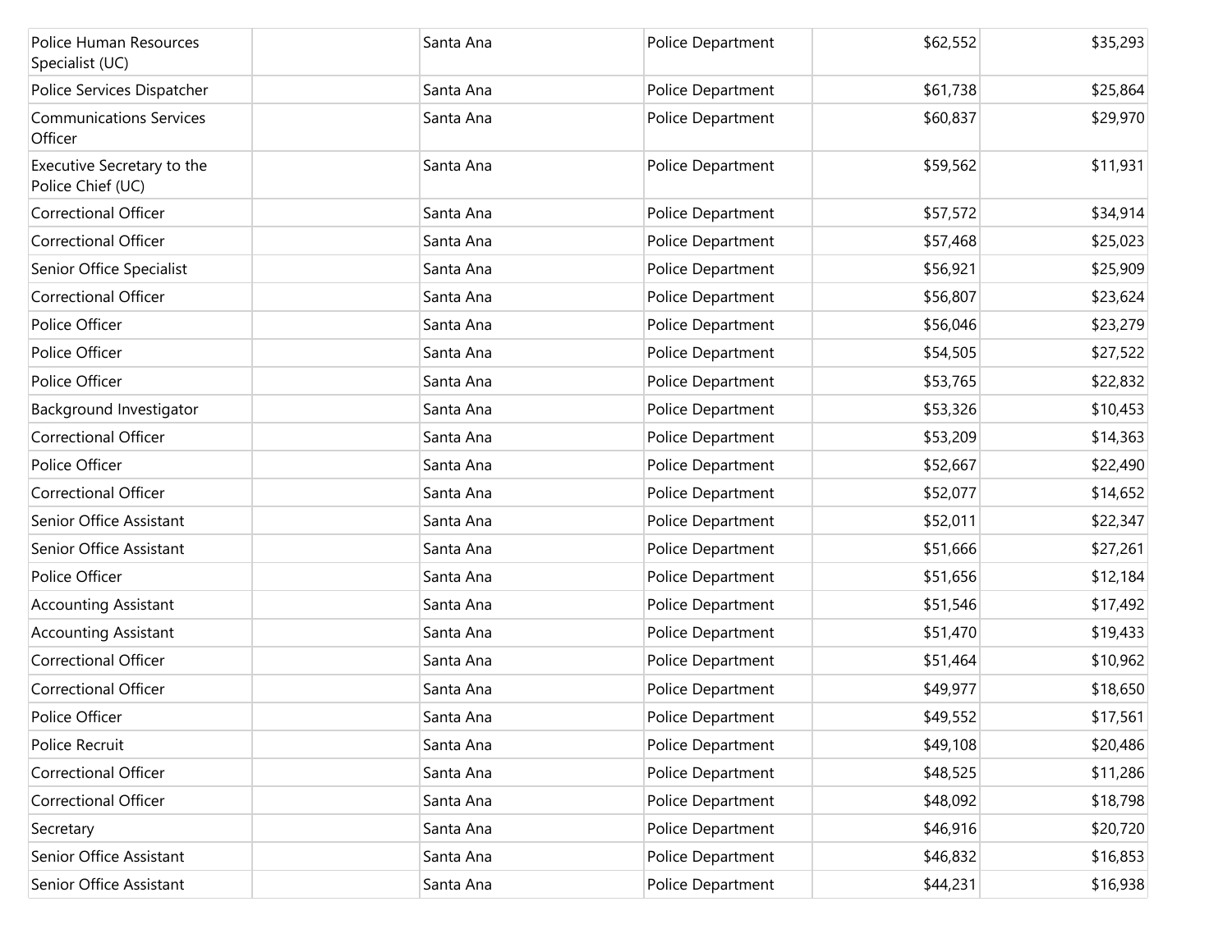| | | | | | |
|---|---|---|---|---|---|
| Police Human Resources Specialist (UC) | | Santa Ana | Police Department | $62,552 | $35,293 |
| Police Services Dispatcher | | Santa Ana | Police Department | $61,738 | $25,864 |
| Communications Services Officer | | Santa Ana | Police Department | $60,837 | $29,970 |
| Executive Secretary to the Police Chief (UC) | | Santa Ana | Police Department | $59,562 | $11,931 |
| Correctional Officer | | Santa Ana | Police Department | $57,572 | $34,914 |
| Correctional Officer | | Santa Ana | Police Department | $57,468 | $25,023 |
| Senior Office Specialist | | Santa Ana | Police Department | $56,921 | $25,909 |
| Correctional Officer | | Santa Ana | Police Department | $56,807 | $23,624 |
| Police Officer | | Santa Ana | Police Department | $56,046 | $23,279 |
| Police Officer | | Santa Ana | Police Department | $54,505 | $27,522 |
| Police Officer | | Santa Ana | Police Department | $53,765 | $22,832 |
| Background Investigator | | Santa Ana | Police Department | $53,326 | $10,453 |
| Correctional Officer | | Santa Ana | Police Department | $53,209 | $14,363 |
| Police Officer | | Santa Ana | Police Department | $52,667 | $22,490 |
| Correctional Officer | | Santa Ana | Police Department | $52,077 | $14,652 |
| Senior Office Assistant | | Santa Ana | Police Department | $52,011 | $22,347 |
| Senior Office Assistant | | Santa Ana | Police Department | $51,666 | $27,261 |
| Police Officer | | Santa Ana | Police Department | $51,656 | $12,184 |
| Accounting Assistant | | Santa Ana | Police Department | $51,546 | $17,492 |
| Accounting Assistant | | Santa Ana | Police Department | $51,470 | $19,433 |
| Correctional Officer | | Santa Ana | Police Department | $51,464 | $10,962 |
| Correctional Officer | | Santa Ana | Police Department | $49,977 | $18,650 |
| Police Officer | | Santa Ana | Police Department | $49,552 | $17,561 |
| Police Recruit | | Santa Ana | Police Department | $49,108 | $20,486 |
| Correctional Officer | | Santa Ana | Police Department | $48,525 | $11,286 |
| Correctional Officer | | Santa Ana | Police Department | $48,092 | $18,798 |
| Secretary | | Santa Ana | Police Department | $46,916 | $20,720 |
| Senior Office Assistant | | Santa Ana | Police Department | $46,832 | $16,853 |
| Senior Office Assistant | | Santa Ana | Police Department | $44,231 | $16,938 |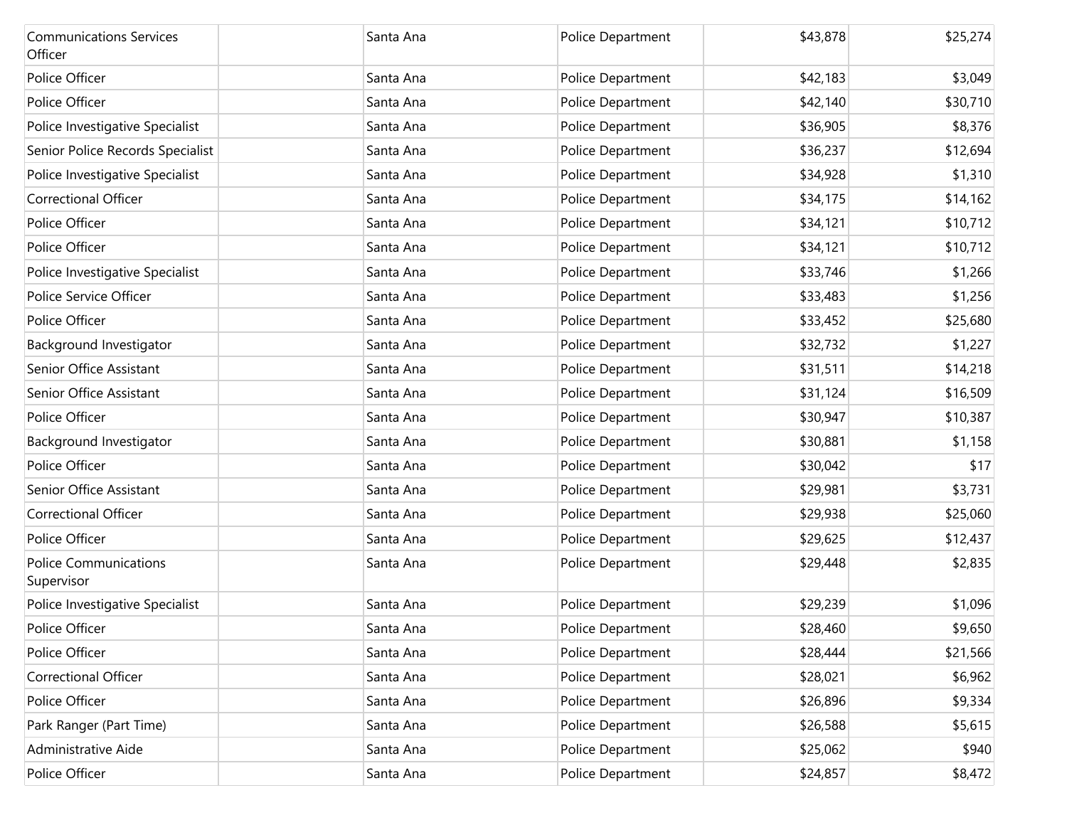| | | | | | |
|---|---|---|---|---|---|
| Communications Services Officer | | Santa Ana | Police Department | $43,878 | $25,274 |
| Police Officer | | Santa Ana | Police Department | $42,183 | $3,049 |
| Police Officer | | Santa Ana | Police Department | $42,140 | $30,710 |
| Police Investigative Specialist | | Santa Ana | Police Department | $36,905 | $8,376 |
| Senior Police Records Specialist | | Santa Ana | Police Department | $36,237 | $12,694 |
| Police Investigative Specialist | | Santa Ana | Police Department | $34,928 | $1,310 |
| Correctional Officer | | Santa Ana | Police Department | $34,175 | $14,162 |
| Police Officer | | Santa Ana | Police Department | $34,121 | $10,712 |
| Police Officer | | Santa Ana | Police Department | $34,121 | $10,712 |
| Police Investigative Specialist | | Santa Ana | Police Department | $33,746 | $1,266 |
| Police Service Officer | | Santa Ana | Police Department | $33,483 | $1,256 |
| Police Officer | | Santa Ana | Police Department | $33,452 | $25,680 |
| Background Investigator | | Santa Ana | Police Department | $32,732 | $1,227 |
| Senior Office Assistant | | Santa Ana | Police Department | $31,511 | $14,218 |
| Senior Office Assistant | | Santa Ana | Police Department | $31,124 | $16,509 |
| Police Officer | | Santa Ana | Police Department | $30,947 | $10,387 |
| Background Investigator | | Santa Ana | Police Department | $30,881 | $1,158 |
| Police Officer | | Santa Ana | Police Department | $30,042 | $17 |
| Senior Office Assistant | | Santa Ana | Police Department | $29,981 | $3,731 |
| Correctional Officer | | Santa Ana | Police Department | $29,938 | $25,060 |
| Police Officer | | Santa Ana | Police Department | $29,625 | $12,437 |
| Police Communications Supervisor | | Santa Ana | Police Department | $29,448 | $2,835 |
| Police Investigative Specialist | | Santa Ana | Police Department | $29,239 | $1,096 |
| Police Officer | | Santa Ana | Police Department | $28,460 | $9,650 |
| Police Officer | | Santa Ana | Police Department | $28,444 | $21,566 |
| Correctional Officer | | Santa Ana | Police Department | $28,021 | $6,962 |
| Police Officer | | Santa Ana | Police Department | $26,896 | $9,334 |
| Park Ranger (Part Time) | | Santa Ana | Police Department | $26,588 | $5,615 |
| Administrative Aide | | Santa Ana | Police Department | $25,062 | $940 |
| Police Officer | | Santa Ana | Police Department | $24,857 | $8,472 |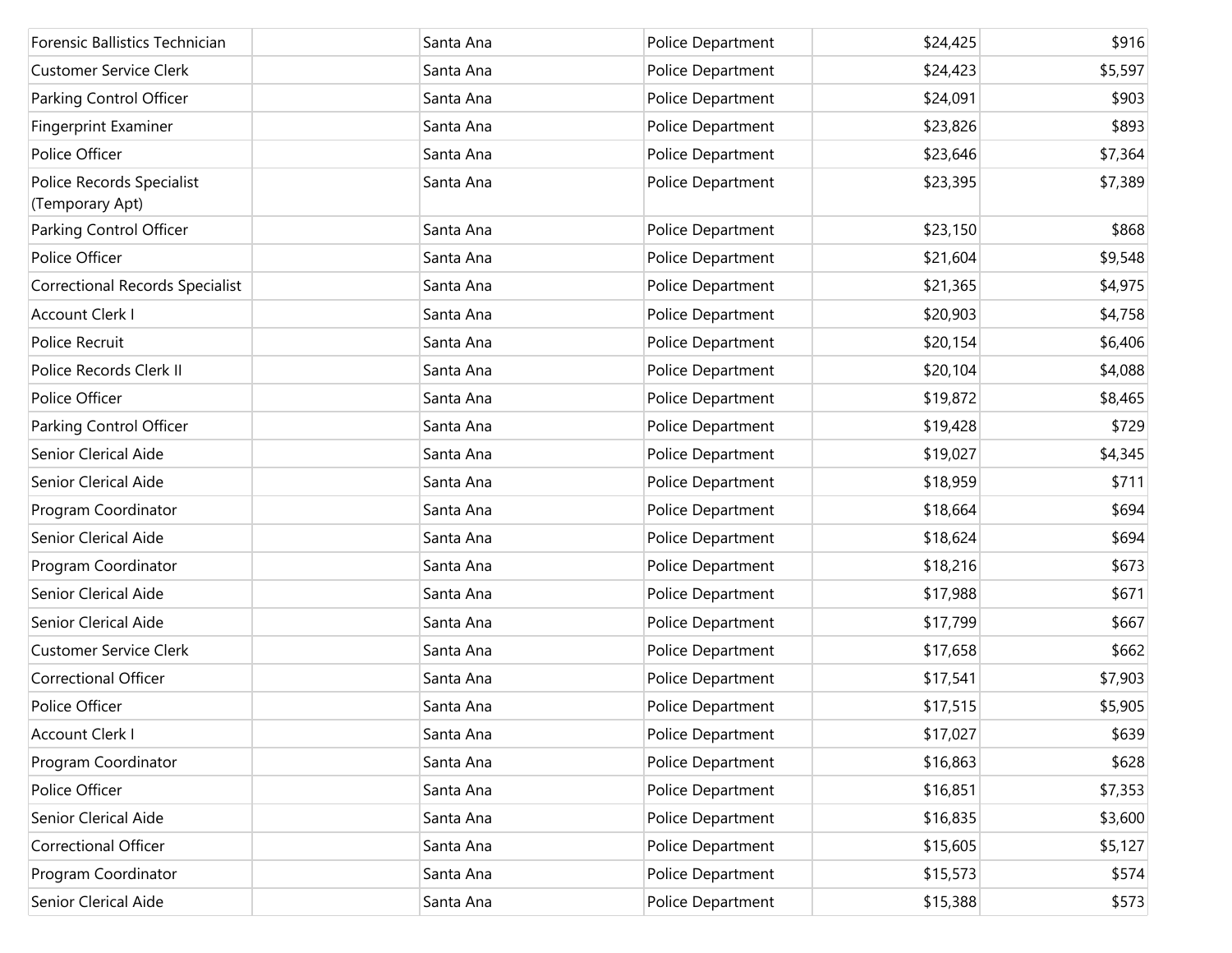| | | | | | |
|---|---|---|---|---|---|
| Forensic Ballistics Technician | | Santa Ana | Police Department | $24,425 | $916 |
| Customer Service Clerk | | Santa Ana | Police Department | $24,423 | $5,597 |
| Parking Control Officer | | Santa Ana | Police Department | $24,091 | $903 |
| Fingerprint Examiner | | Santa Ana | Police Department | $23,826 | $893 |
| Police Officer | | Santa Ana | Police Department | $23,646 | $7,364 |
| Police Records Specialist (Temporary Apt) | | Santa Ana | Police Department | $23,395 | $7,389 |
| Parking Control Officer | | Santa Ana | Police Department | $23,150 | $868 |
| Police Officer | | Santa Ana | Police Department | $21,604 | $9,548 |
| Correctional Records Specialist | | Santa Ana | Police Department | $21,365 | $4,975 |
| Account Clerk I | | Santa Ana | Police Department | $20,903 | $4,758 |
| Police Recruit | | Santa Ana | Police Department | $20,154 | $6,406 |
| Police Records Clerk II | | Santa Ana | Police Department | $20,104 | $4,088 |
| Police Officer | | Santa Ana | Police Department | $19,872 | $8,465 |
| Parking Control Officer | | Santa Ana | Police Department | $19,428 | $729 |
| Senior Clerical Aide | | Santa Ana | Police Department | $19,027 | $4,345 |
| Senior Clerical Aide | | Santa Ana | Police Department | $18,959 | $711 |
| Program Coordinator | | Santa Ana | Police Department | $18,664 | $694 |
| Senior Clerical Aide | | Santa Ana | Police Department | $18,624 | $694 |
| Program Coordinator | | Santa Ana | Police Department | $18,216 | $673 |
| Senior Clerical Aide | | Santa Ana | Police Department | $17,988 | $671 |
| Senior Clerical Aide | | Santa Ana | Police Department | $17,799 | $667 |
| Customer Service Clerk | | Santa Ana | Police Department | $17,658 | $662 |
| Correctional Officer | | Santa Ana | Police Department | $17,541 | $7,903 |
| Police Officer | | Santa Ana | Police Department | $17,515 | $5,905 |
| Account Clerk I | | Santa Ana | Police Department | $17,027 | $639 |
| Program Coordinator | | Santa Ana | Police Department | $16,863 | $628 |
| Police Officer | | Santa Ana | Police Department | $16,851 | $7,353 |
| Senior Clerical Aide | | Santa Ana | Police Department | $16,835 | $3,600 |
| Correctional Officer | | Santa Ana | Police Department | $15,605 | $5,127 |
| Program Coordinator | | Santa Ana | Police Department | $15,573 | $574 |
| Senior Clerical Aide | | Santa Ana | Police Department | $15,388 | $573 |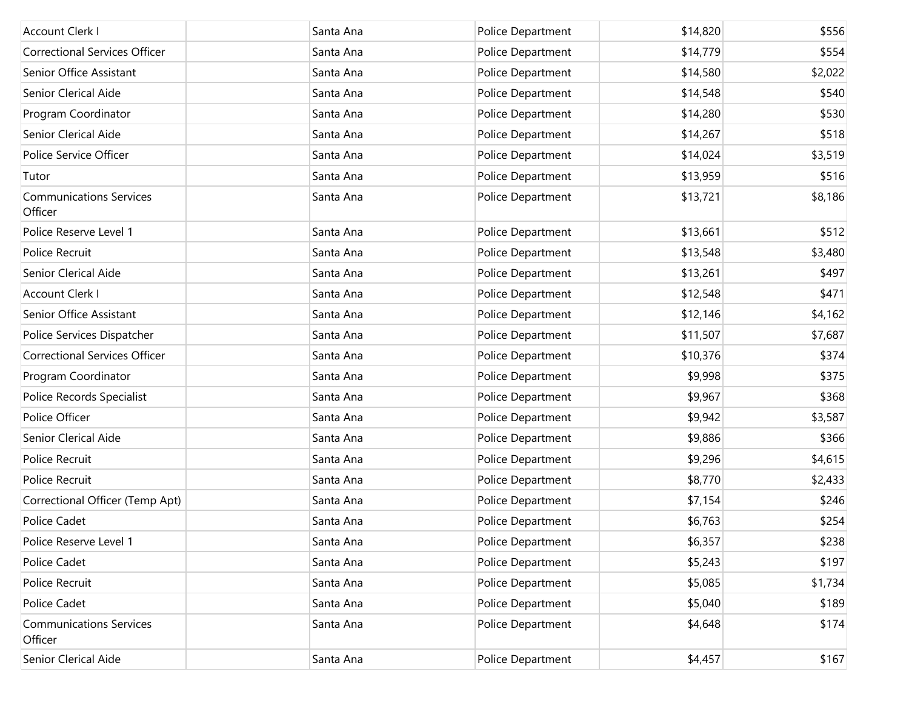| | | | | | |
|---|---|---|---|---|---|
| Account Clerk I | | Santa Ana | Police Department | $14,820 | $556 |
| Correctional Services Officer | | Santa Ana | Police Department | $14,779 | $554 |
| Senior Office Assistant | | Santa Ana | Police Department | $14,580 | $2,022 |
| Senior Clerical Aide | | Santa Ana | Police Department | $14,548 | $540 |
| Program Coordinator | | Santa Ana | Police Department | $14,280 | $530 |
| Senior Clerical Aide | | Santa Ana | Police Department | $14,267 | $518 |
| Police Service Officer | | Santa Ana | Police Department | $14,024 | $3,519 |
| Tutor | | Santa Ana | Police Department | $13,959 | $516 |
| Communications Services Officer | | Santa Ana | Police Department | $13,721 | $8,186 |
| Police Reserve Level 1 | | Santa Ana | Police Department | $13,661 | $512 |
| Police Recruit | | Santa Ana | Police Department | $13,548 | $3,480 |
| Senior Clerical Aide | | Santa Ana | Police Department | $13,261 | $497 |
| Account Clerk I | | Santa Ana | Police Department | $12,548 | $471 |
| Senior Office Assistant | | Santa Ana | Police Department | $12,146 | $4,162 |
| Police Services Dispatcher | | Santa Ana | Police Department | $11,507 | $7,687 |
| Correctional Services Officer | | Santa Ana | Police Department | $10,376 | $374 |
| Program Coordinator | | Santa Ana | Police Department | $9,998 | $375 |
| Police Records Specialist | | Santa Ana | Police Department | $9,967 | $368 |
| Police Officer | | Santa Ana | Police Department | $9,942 | $3,587 |
| Senior Clerical Aide | | Santa Ana | Police Department | $9,886 | $366 |
| Police Recruit | | Santa Ana | Police Department | $9,296 | $4,615 |
| Police Recruit | | Santa Ana | Police Department | $8,770 | $2,433 |
| Correctional Officer (Temp Apt) | | Santa Ana | Police Department | $7,154 | $246 |
| Police Cadet | | Santa Ana | Police Department | $6,763 | $254 |
| Police Reserve Level 1 | | Santa Ana | Police Department | $6,357 | $238 |
| Police Cadet | | Santa Ana | Police Department | $5,243 | $197 |
| Police Recruit | | Santa Ana | Police Department | $5,085 | $1,734 |
| Police Cadet | | Santa Ana | Police Department | $5,040 | $189 |
| Communications Services Officer | | Santa Ana | Police Department | $4,648 | $174 |
| Senior Clerical Aide | | Santa Ana | Police Department | $4,457 | $167 |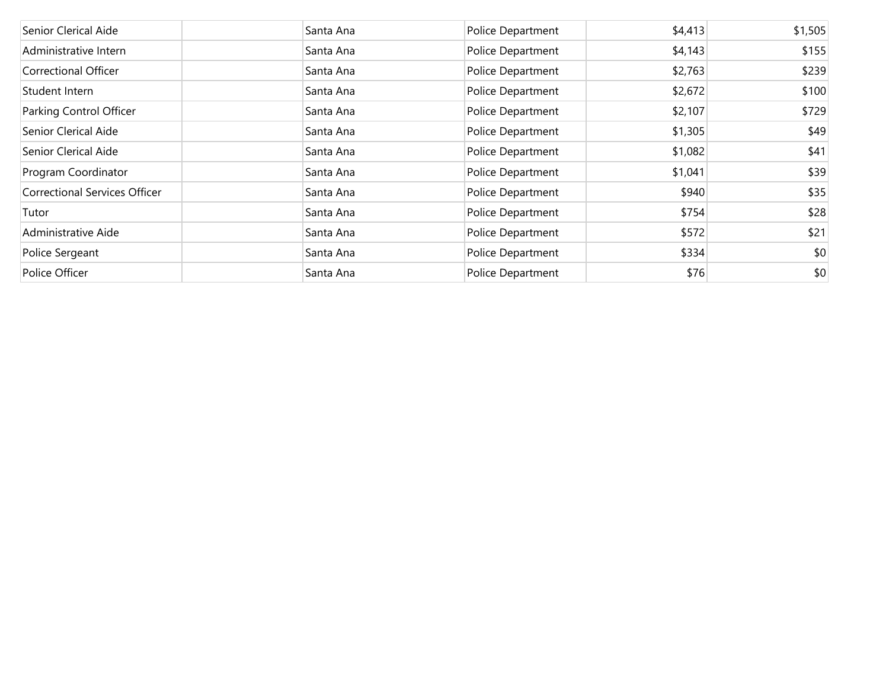| | | | | | |
|---|---|---|---|---|---|
| Senior Clerical Aide | | Santa Ana | Police Department | $4,413 | $1,505 |
| Administrative Intern | | Santa Ana | Police Department | $4,143 | $155 |
| Correctional Officer | | Santa Ana | Police Department | $2,763 | $239 |
| Student Intern | | Santa Ana | Police Department | $2,672 | $100 |
| Parking Control Officer | | Santa Ana | Police Department | $2,107 | $729 |
| Senior Clerical Aide | | Santa Ana | Police Department | $1,305 | $49 |
| Senior Clerical Aide | | Santa Ana | Police Department | $1,082 | $41 |
| Program Coordinator | | Santa Ana | Police Department | $1,041 | $39 |
| Correctional Services Officer | | Santa Ana | Police Department | $940 | $35 |
| Tutor | | Santa Ana | Police Department | $754 | $28 |
| Administrative Aide | | Santa Ana | Police Department | $572 | $21 |
| Police Sergeant | | Santa Ana | Police Department | $334 | $0 |
| Police Officer | | Santa Ana | Police Department | $76 | $0 |